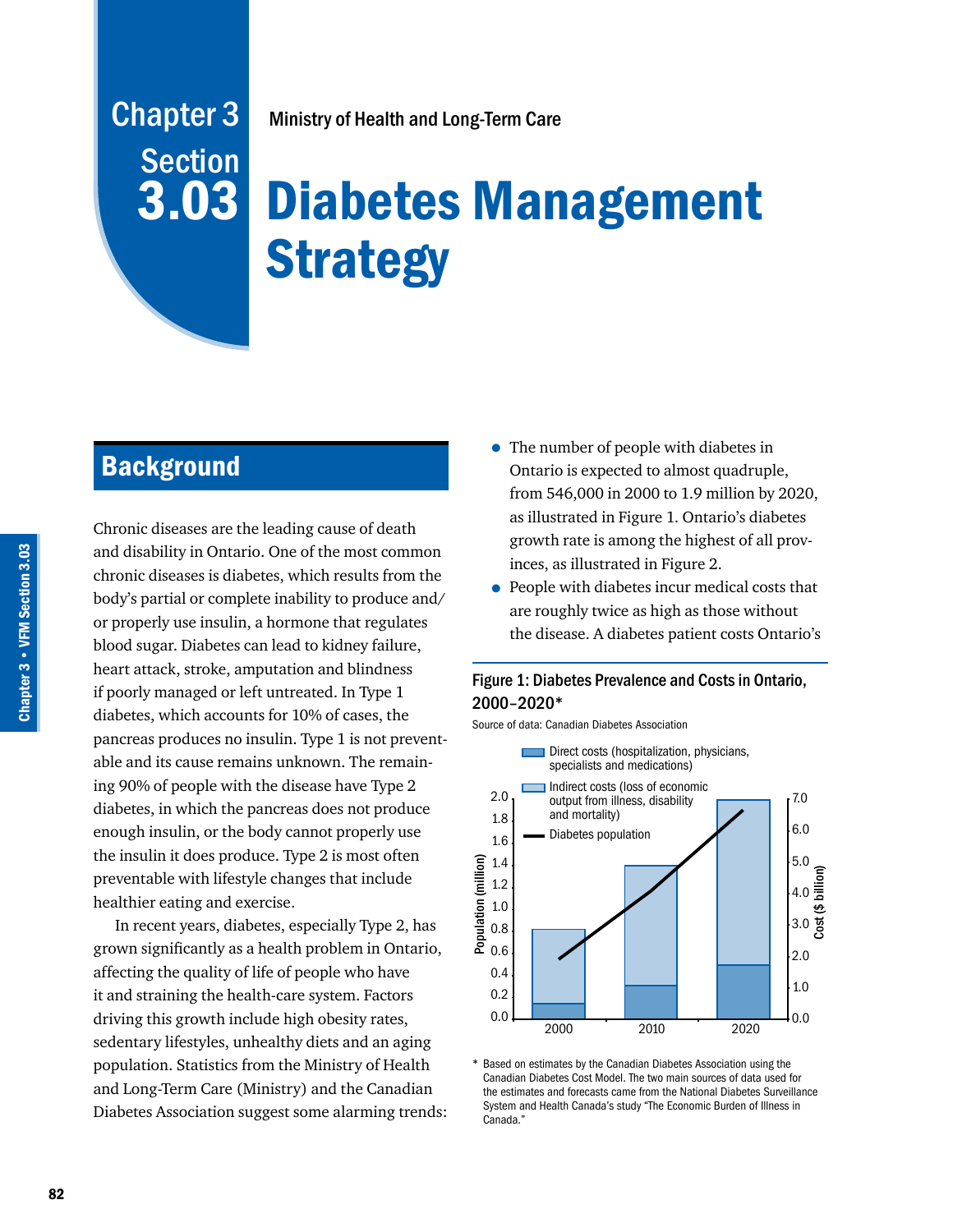Chapter 3
Section
**3.03**

Ministry of Health and Long-Term Care

# Diabetes Management Strategy

## Background

Chronic diseases are the leading cause of death and disability in Ontario. One of the most common chronic diseases is diabetes, which results from the body's partial or complete inability to produce and/or properly use insulin, a hormone that regulates blood sugar. Diabetes can lead to kidney failure, heart attack, stroke, amputation and blindness if poorly managed or left untreated. In Type 1 diabetes, which accounts for 10% of cases, the pancreas produces no insulin. Type 1 is not preventable and its cause remains unknown. The remaining 90% of people with the disease have Type 2 diabetes, in which the pancreas does not produce enough insulin, or the body cannot properly use the insulin it does produce. Type 2 is most often preventable with lifestyle changes that include healthier eating and exercise.

In recent years, diabetes, especially Type 2, has grown significantly as a health problem in Ontario, affecting the quality of life of people who have it and straining the health-care system. Factors driving this growth include high obesity rates, sedentary lifestyles, unhealthy diets and an aging population. Statistics from the Ministry of Health and Long-Term Care (Ministry) and the Canadian Diabetes Association suggest some alarming trends:

- The number of people with diabetes in Ontario is expected to almost quadruple, from 546,000 in 2000 to 1.9 million by 2020, as illustrated in Figure 1. Ontario's diabetes growth rate is among the highest of all provinces, as illustrated in Figure 2.
- People with diabetes incur medical costs that are roughly twice as high as those without the disease. A diabetes patient costs Ontario's

**Figure 1: Diabetes Prevalence and Costs in Ontario, 2000–2020***

Source of data: Canadian Diabetes Association

* Based on estimates by the Canadian Diabetes Association using the Canadian Diabetes Cost Model. The two main sources of data used for the estimates and forecasts came from the National Diabetes Surveillance System and Health Canada's study "The Economic Burden of Illness in Canada."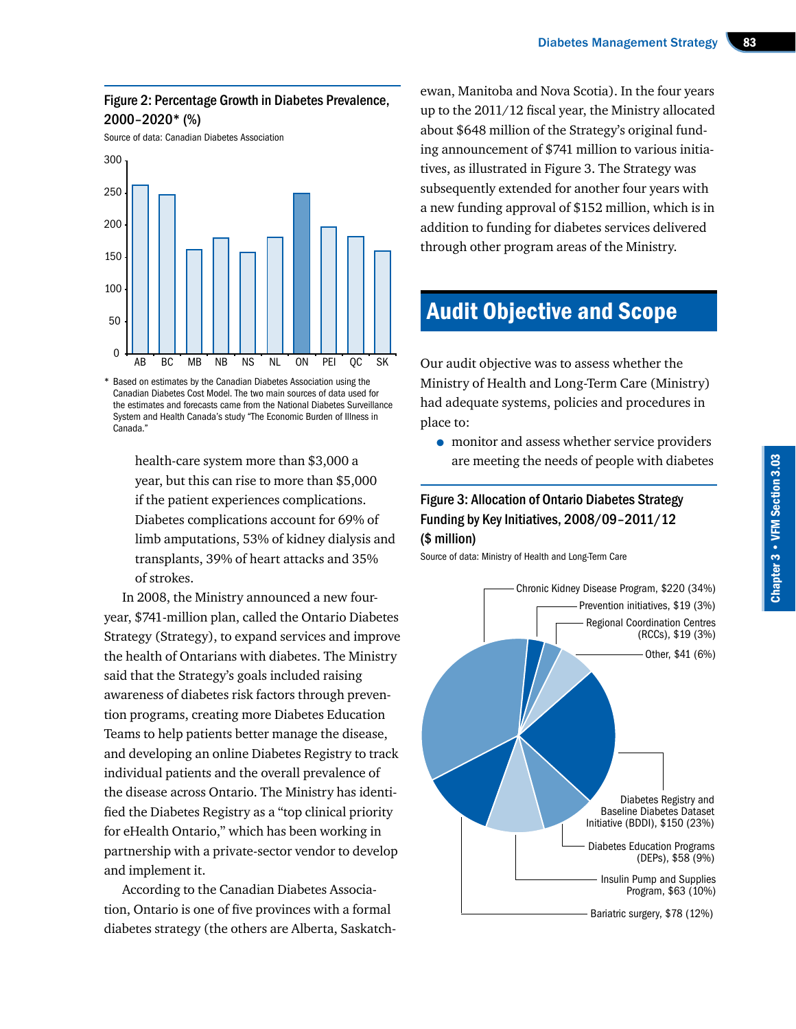### Figure 2: Percentage Growth in Diabetes Prevalence, 2000–2020* (%)

Source of data: Canadian Diabetes Association

\* Based on estimates by the Canadian Diabetes Association using the Canadian Diabetes Cost Model. The two main sources of data used for the estimates and forecasts came from the National Diabetes Surveillance System and Health Canada's study "The Economic Burden of Illness in Canada."

health-care system more than $3,000 a year, but this can rise to more than $5,000 if the patient experiences complications. Diabetes complications account for 69% of limb amputations, 53% of kidney dialysis and transplants, 39% of heart attacks and 35% of strokes.

In 2008, the Ministry announced a new four-year, $741-million plan, called the Ontario Diabetes Strategy (Strategy), to expand services and improve the health of Ontarians with diabetes. The Ministry said that the Strategy's goals included raising awareness of diabetes risk factors through prevention programs, creating more Diabetes Education Teams to help patients better manage the disease, and developing an online Diabetes Registry to track individual patients and the overall prevalence of the disease across Ontario. The Ministry has identified the Diabetes Registry as a "top clinical priority for eHealth Ontario," which has been working in partnership with a private-sector vendor to develop and implement it.

According to the Canadian Diabetes Association, Ontario is one of five provinces with a formal diabetes strategy (the others are Alberta, Saskatchewan, Manitoba and Nova Scotia). In the four years up to the 2011/12 fiscal year, the Ministry allocated about $648 million of the Strategy's original funding announcement of $741 million to various initiatives, as illustrated in Figure 3. The Strategy was subsequently extended for another four years with a new funding approval of $152 million, which is in addition to funding for diabetes services delivered through other program areas of the Ministry.

## Audit Objective and Scope

Our audit objective was to assess whether the Ministry of Health and Long-Term Care (Ministry) had adequate systems, policies and procedures in place to:

- monitor and assess whether service providers are meeting the needs of people with diabetes

### Figure 3: Allocation of Ontario Diabetes Strategy Funding by Key Initiatives, 2008/09–2011/12 ($ million)

Source of data: Ministry of Health and Long-Term Care

- Chronic Kidney Disease Program, $220 (34%)
- Prevention initiatives, $19 (3%)
- Regional Coordination Centres (RCCs), $19 (3%)
- Other, $41 (6%)
- Diabetes Registry and Baseline Diabetes Dataset Initiative (BDDI), $150 (23%)
- Diabetes Education Programs (DEPs), $58 (9%)
- Insulin Pump and Supplies Program, $63 (10%)
- Bariatric surgery, $78 (12%)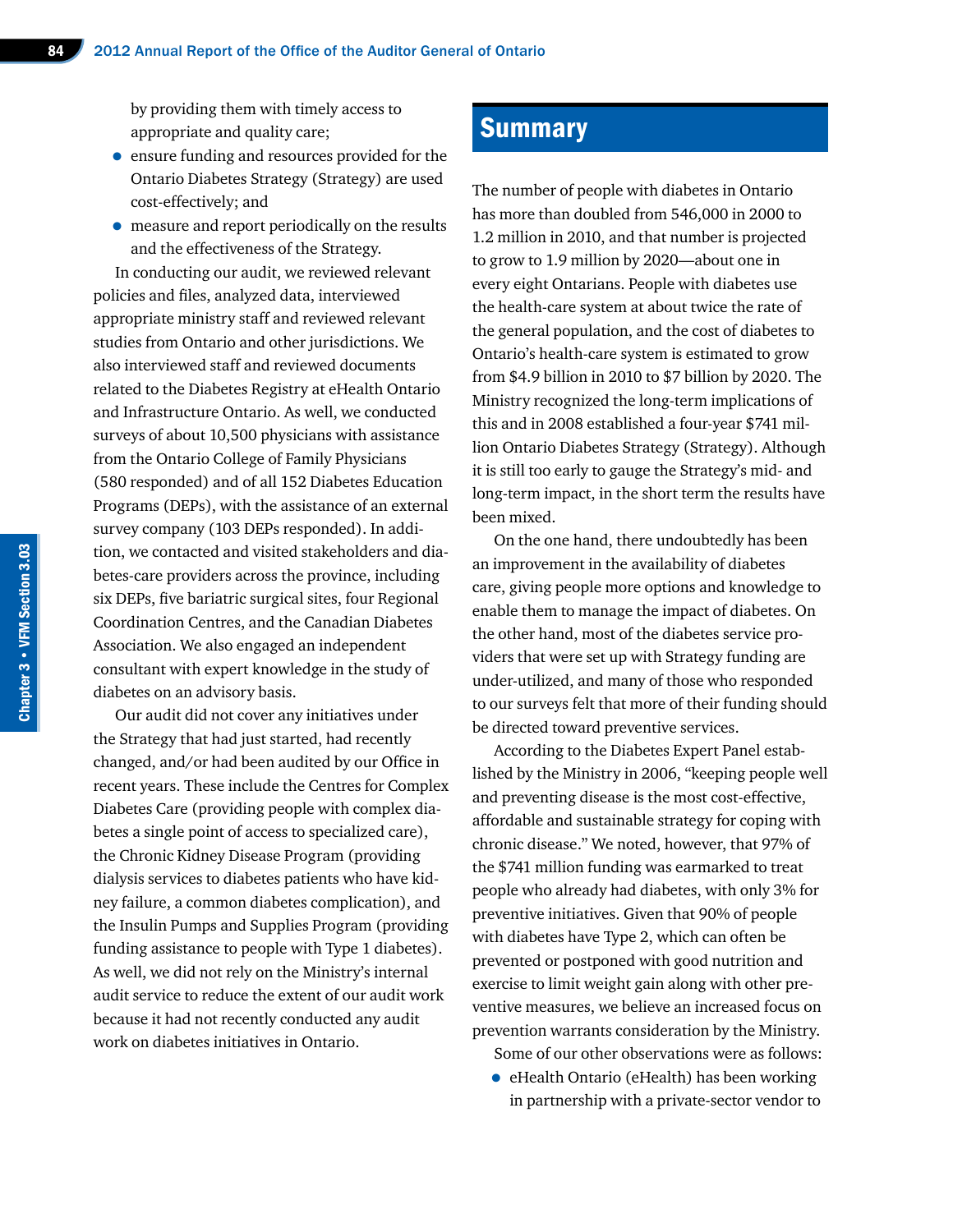by providing them with timely access to appropriate and quality care;

- ensure funding and resources provided for the Ontario Diabetes Strategy (Strategy) are used cost-effectively; and
- measure and report periodically on the results and the effectiveness of the Strategy.

In conducting our audit, we reviewed relevant policies and files, analyzed data, interviewed appropriate ministry staff and reviewed relevant studies from Ontario and other jurisdictions. We also interviewed staff and reviewed documents related to the Diabetes Registry at eHealth Ontario and Infrastructure Ontario. As well, we conducted surveys of about 10,500 physicians with assistance from the Ontario College of Family Physicians (580 responded) and of all 152 Diabetes Education Programs (DEPs), with the assistance of an external survey company (103 DEPs responded). In addition, we contacted and visited stakeholders and diabetes-care providers across the province, including six DEPs, five bariatric surgical sites, four Regional Coordination Centres, and the Canadian Diabetes Association. We also engaged an independent consultant with expert knowledge in the study of diabetes on an advisory basis.

Our audit did not cover any initiatives under the Strategy that had just started, had recently changed, and/or had been audited by our Office in recent years. These include the Centres for Complex Diabetes Care (providing people with complex diabetes a single point of access to specialized care), the Chronic Kidney Disease Program (providing dialysis services to diabetes patients who have kidney failure, a common diabetes complication), and the Insulin Pumps and Supplies Program (providing funding assistance to people with Type 1 diabetes). As well, we did not rely on the Ministry's internal audit service to reduce the extent of our audit work because it had not recently conducted any audit work on diabetes initiatives in Ontario.

## Summary

The number of people with diabetes in Ontario has more than doubled from 546,000 in 2000 to 1.2 million in 2010, and that number is projected to grow to 1.9 million by 2020—about one in every eight Ontarians. People with diabetes use the health-care system at about twice the rate of the general population, and the cost of diabetes to Ontario's health-care system is estimated to grow from $4.9 billion in 2010 to $7 billion by 2020. The Ministry recognized the long-term implications of this and in 2008 established a four-year $741 million Ontario Diabetes Strategy (Strategy). Although it is still too early to gauge the Strategy's mid- and long-term impact, in the short term the results have been mixed.

On the one hand, there undoubtedly has been an improvement in the availability of diabetes care, giving people more options and knowledge to enable them to manage the impact of diabetes. On the other hand, most of the diabetes service providers that were set up with Strategy funding are under-utilized, and many of those who responded to our surveys felt that more of their funding should be directed toward preventive services.

According to the Diabetes Expert Panel established by the Ministry in 2006, "keeping people well and preventing disease is the most cost-effective, affordable and sustainable strategy for coping with chronic disease." We noted, however, that 97% of the $741 million funding was earmarked to treat people who already had diabetes, with only 3% for preventive initiatives. Given that 90% of people with diabetes have Type 2, which can often be prevented or postponed with good nutrition and exercise to limit weight gain along with other preventive measures, we believe an increased focus on prevention warrants consideration by the Ministry.

Some of our other observations were as follows:

- eHealth Ontario (eHealth) has been working in partnership with a private-sector vendor to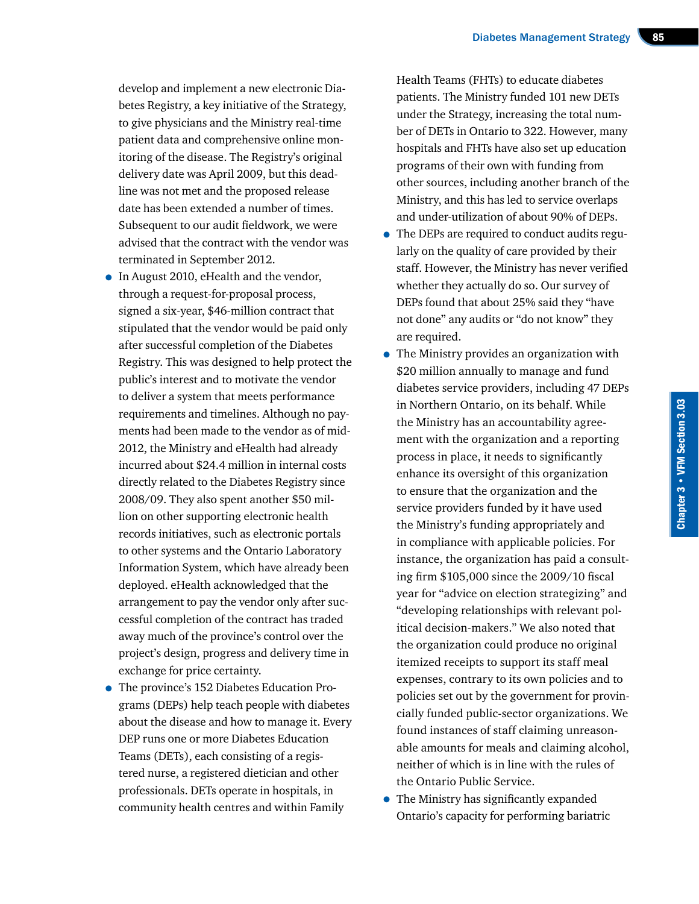develop and implement a new electronic Diabetes Registry, a key initiative of the Strategy, to give physicians and the Ministry real-time patient data and comprehensive online monitoring of the disease. The Registry's original delivery date was April 2009, but this deadline was not met and the proposed release date has been extended a number of times. Subsequent to our audit fieldwork, we were advised that the contract with the vendor was terminated in September 2012.

- In August 2010, eHealth and the vendor, through a request-for-proposal process, signed a six-year, $46-million contract that stipulated that the vendor would be paid only after successful completion of the Diabetes Registry. This was designed to help protect the public's interest and to motivate the vendor to deliver a system that meets performance requirements and timelines. Although no payments had been made to the vendor as of mid-2012, the Ministry and eHealth had already incurred about $24.4 million in internal costs directly related to the Diabetes Registry since 2008/09. They also spent another $50 million on other supporting electronic health records initiatives, such as electronic portals to other systems and the Ontario Laboratory Information System, which have already been deployed. eHealth acknowledged that the arrangement to pay the vendor only after successful completion of the contract has traded away much of the province's control over the project's design, progress and delivery time in exchange for price certainty.
- The province's 152 Diabetes Education Programs (DEPs) help teach people with diabetes about the disease and how to manage it. Every DEP runs one or more Diabetes Education Teams (DETs), each consisting of a registered nurse, a registered dietician and other professionals. DETs operate in hospitals, in community health centres and within Family Health Teams (FHTs) to educate diabetes patients. The Ministry funded 101 new DETs under the Strategy, increasing the total number of DETs in Ontario to 322. However, many hospitals and FHTs have also set up education programs of their own with funding from other sources, including another branch of the Ministry, and this has led to service overlaps and under-utilization of about 90% of DEPs.
- The DEPs are required to conduct audits regularly on the quality of care provided by their staff. However, the Ministry has never verified whether they actually do so. Our survey of DEPs found that about 25% said they "have not done" any audits or "do not know" they are required.
- The Ministry provides an organization with $20 million annually to manage and fund diabetes service providers, including 47 DEPs in Northern Ontario, on its behalf. While the Ministry has an accountability agreement with the organization and a reporting process in place, it needs to significantly enhance its oversight of this organization to ensure that the organization and the service providers funded by it have used the Ministry's funding appropriately and in compliance with applicable policies. For instance, the organization has paid a consulting firm $105,000 since the 2009/10 fiscal year for "advice on election strategizing" and "developing relationships with relevant political decision-makers." We also noted that the organization could produce no original itemized receipts to support its staff meal expenses, contrary to its own policies and to policies set out by the government for provincially funded public-sector organizations. We found instances of staff claiming unreasonable amounts for meals and claiming alcohol, neither of which is in line with the rules of the Ontario Public Service.
- The Ministry has significantly expanded Ontario's capacity for performing bariatric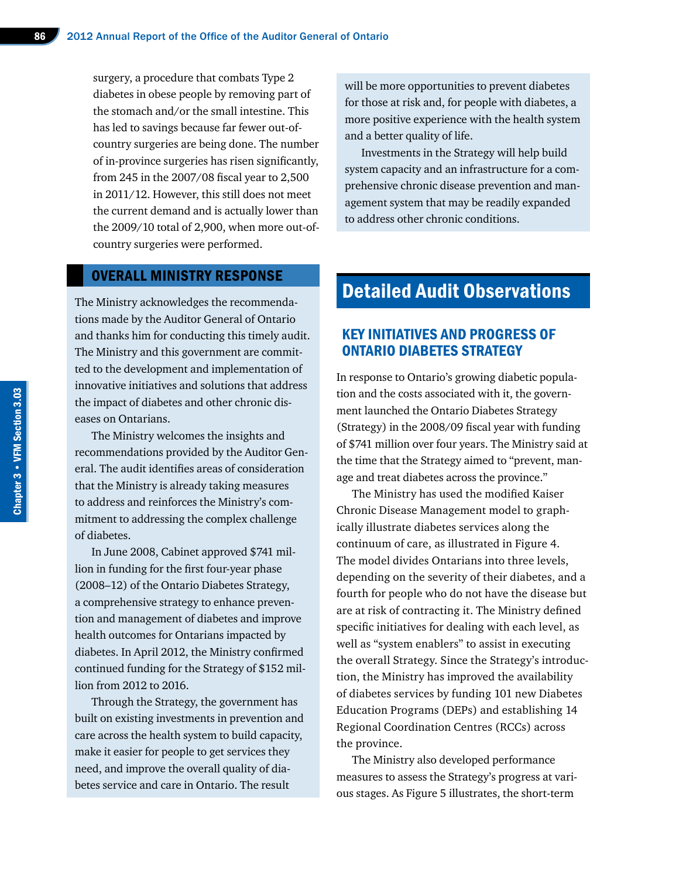surgery, a procedure that combats Type 2 diabetes in obese people by removing part of the stomach and/or the small intestine. This has led to savings because far fewer out-of-country surgeries are being done. The number of in-province surgeries has risen significantly, from 245 in the 2007/08 fiscal year to 2,500 in 2011/12. However, this still does not meet the current demand and is actually lower than the 2009/10 total of 2,900, when more out-of-country surgeries were performed.

## OVERALL MINISTRY RESPONSE

The Ministry acknowledges the recommendations made by the Auditor General of Ontario and thanks him for conducting this timely audit. The Ministry and this government are committed to the development and implementation of innovative initiatives and solutions that address the impact of diabetes and other chronic diseases on Ontarians.

The Ministry welcomes the insights and recommendations provided by the Auditor General. The audit identifies areas of consideration that the Ministry is already taking measures to address and reinforces the Ministry's commitment to addressing the complex challenge of diabetes.

In June 2008, Cabinet approved $741 million in funding for the first four-year phase (2008–12) of the Ontario Diabetes Strategy, a comprehensive strategy to enhance prevention and management of diabetes and improve health outcomes for Ontarians impacted by diabetes. In April 2012, the Ministry confirmed continued funding for the Strategy of $152 million from 2012 to 2016.

Through the Strategy, the government has built on existing investments in prevention and care across the health system to build capacity, make it easier for people to get services they need, and improve the overall quality of diabetes service and care in Ontario. The result will be more opportunities to prevent diabetes for those at risk and, for people with diabetes, a more positive experience with the health system and a better quality of life.

Investments in the Strategy will help build system capacity and an infrastructure for a comprehensive chronic disease prevention and management system that may be readily expanded to address other chronic conditions.

# Detailed Audit Observations

## KEY INITIATIVES AND PROGRESS OF ONTARIO DIABETES STRATEGY

In response to Ontario's growing diabetic population and the costs associated with it, the government launched the Ontario Diabetes Strategy (Strategy) in the 2008/09 fiscal year with funding of $741 million over four years. The Ministry said at the time that the Strategy aimed to "prevent, manage and treat diabetes across the province."

The Ministry has used the modified Kaiser Chronic Disease Management model to graphically illustrate diabetes services along the continuum of care, as illustrated in Figure 4. The model divides Ontarians into three levels, depending on the severity of their diabetes, and a fourth for people who do not have the disease but are at risk of contracting it. The Ministry defined specific initiatives for dealing with each level, as well as "system enablers" to assist in executing the overall Strategy. Since the Strategy's introduction, the Ministry has improved the availability of diabetes services by funding 101 new Diabetes Education Programs (DEPs) and establishing 14 Regional Coordination Centres (RCCs) across the province.

The Ministry also developed performance measures to assess the Strategy's progress at various stages. As Figure 5 illustrates, the short-term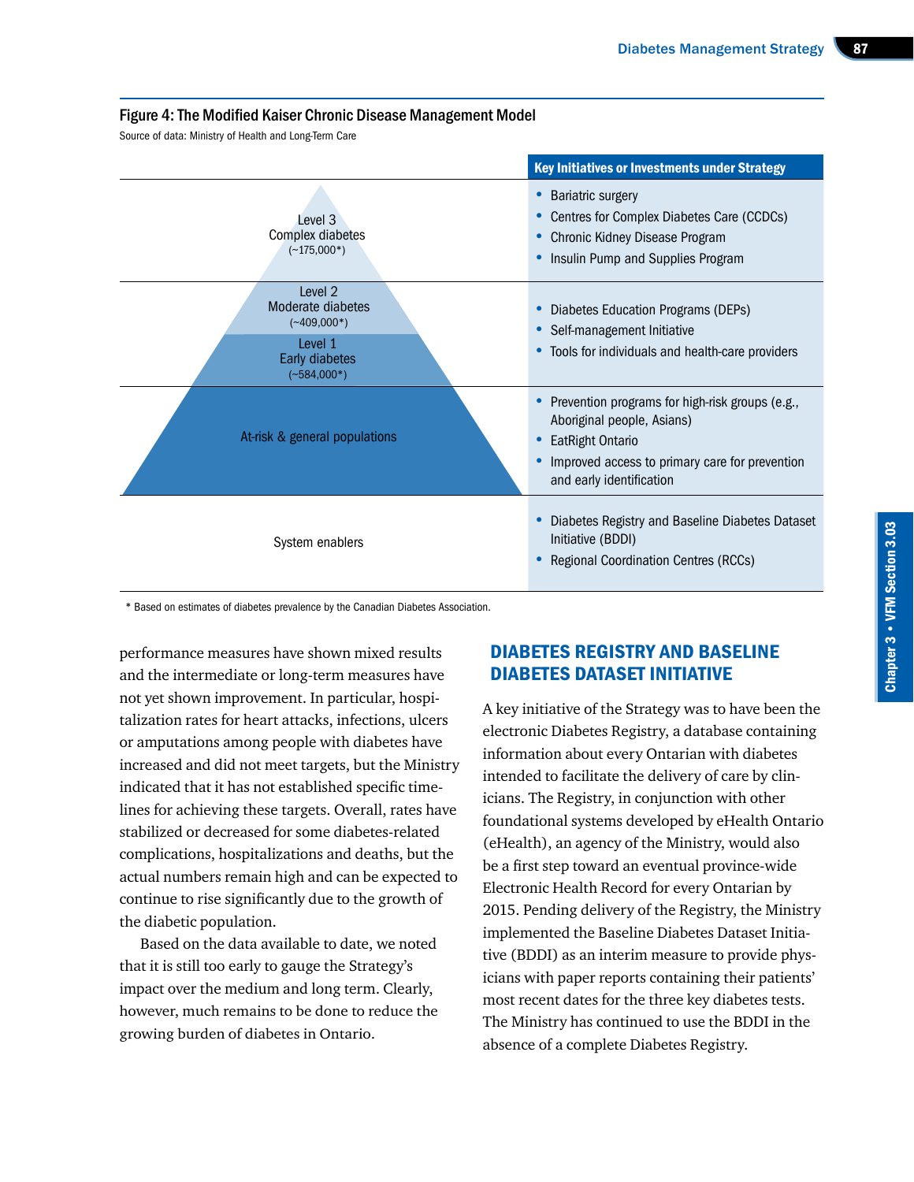**Figure 4: The Modified Kaiser Chronic Disease Management Model**

Source of data: Ministry of Health and Long-Term Care

| | Key Initiatives or Investments under Strategy |
|---|---|
| Level 3<br>Complex diabetes<br>(~175,000*) | • Bariatric surgery<br>• Centres for Complex Diabetes Care (CCDCs)<br>• Chronic Kidney Disease Program<br>• Insulin Pump and Supplies Program |
| Level 2<br>Moderate diabetes<br>(~409,000*)<br>Level 1<br>Early diabetes<br>(~584,000*) | • Diabetes Education Programs (DEPs)<br>• Self-management Initiative<br>• Tools for individuals and health-care providers |
| At-risk & general populations | • Prevention programs for high-risk groups (e.g., Aboriginal people, Asians)<br>• EatRight Ontario<br>• Improved access to primary care for prevention and early identification |
| System enablers | • Diabetes Registry and Baseline Diabetes Dataset Initiative (BDDI)<br>• Regional Coordination Centres (RCCs) |

* Based on estimates of diabetes prevalence by the Canadian Diabetes Association.

performance measures have shown mixed results and the intermediate or long-term measures have not yet shown improvement. In particular, hospitalization rates for heart attacks, infections, ulcers or amputations among people with diabetes have increased and did not meet targets, but the Ministry indicated that it has not established specific timelines for achieving these targets. Overall, rates have stabilized or decreased for some diabetes-related complications, hospitalizations and deaths, but the actual numbers remain high and can be expected to continue to rise significantly due to the growth of the diabetic population.

Based on the data available to date, we noted that it is still too early to gauge the Strategy's impact over the medium and long term. Clearly, however, much remains to be done to reduce the growing burden of diabetes in Ontario.

## DIABETES REGISTRY AND BASELINE DIABETES DATASET INITIATIVE

A key initiative of the Strategy was to have been the electronic Diabetes Registry, a database containing information about every Ontarian with diabetes intended to facilitate the delivery of care by clinicians. The Registry, in conjunction with other foundational systems developed by eHealth Ontario (eHealth), an agency of the Ministry, would also be a first step toward an eventual province-wide Electronic Health Record for every Ontarian by 2015. Pending delivery of the Registry, the Ministry implemented the Baseline Diabetes Dataset Initiative (BDDI) as an interim measure to provide physicians with paper reports containing their patients' most recent dates for the three key diabetes tests. The Ministry has continued to use the BDDI in the absence of a complete Diabetes Registry.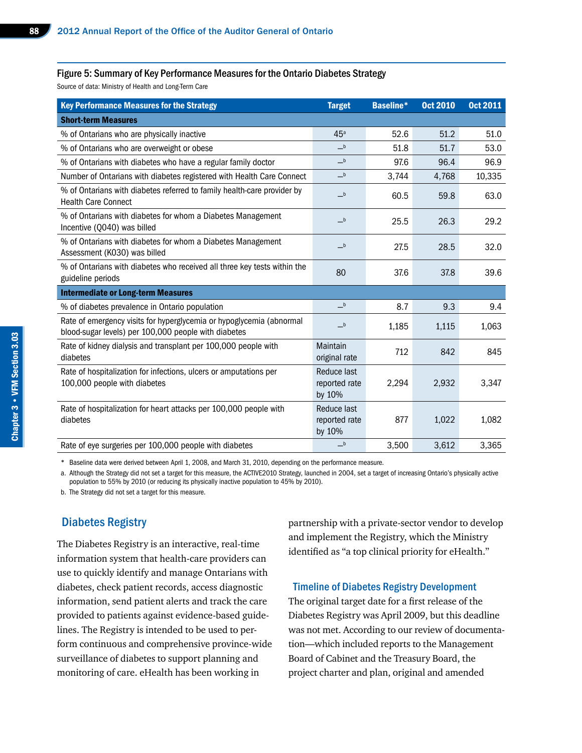#### Figure 5: Summary of Key Performance Measures for the Ontario Diabetes Strategy

Source of data: Ministry of Health and Long-Term Care

| Key Performance Measures for the Strategy | Target | Baseline* | Oct 2010 | Oct 2011 |
|---|---|---|---|---|
| **Short-term Measures** | | | | |
| % of Ontarians who are physically inactive | 45[a] | 52.6 | 51.2 | 51.0 |
| % of Ontarians who are overweight or obese | —[b] | 51.8 | 51.7 | 53.0 |
| % of Ontarians with diabetes who have a regular family doctor | —[b] | 97.6 | 96.4 | 96.9 |
| Number of Ontarians with diabetes registered with Health Care Connect | —[b] | 3,744 | 4,768 | 10,335 |
| % of Ontarians with diabetes referred to family health-care provider by Health Care Connect | —[b] | 60.5 | 59.8 | 63.0 |
| % of Ontarians with diabetes for whom a Diabetes Management Incentive (Q040) was billed | —[b] | 25.5 | 26.3 | 29.2 |
| % of Ontarians with diabetes for whom a Diabetes Management Assessment (K030) was billed | —[b] | 27.5 | 28.5 | 32.0 |
| % of Ontarians with diabetes who received all three key tests within the guideline periods | 80 | 37.6 | 37.8 | 39.6 |
| **Intermediate or Long-term Measures** | | | | |
| % of diabetes prevalence in Ontario population | —[b] | 8.7 | 9.3 | 9.4 |
| Rate of emergency visits for hyperglycemia or hypoglycemia (abnormal blood-sugar levels) per 100,000 people with diabetes | —[b] | 1,185 | 1,115 | 1,063 |
| Rate of kidney dialysis and transplant per 100,000 people with diabetes | Maintain original rate | 712 | 842 | 845 |
| Rate of hospitalization for infections, ulcers or amputations per 100,000 people with diabetes | Reduce last reported rate by 10% | 2,294 | 2,932 | 3,347 |
| Rate of hospitalization for heart attacks per 100,000 people with diabetes | Reduce last reported rate by 10% | 877 | 1,022 | 1,082 |
| Rate of eye surgeries per 100,000 people with diabetes | —[b] | 3,500 | 3,612 | 3,365 |

\* Baseline data were derived between April 1, 2008, and March 31, 2010, depending on the performance measure.

a. Although the Strategy did not set a target for this measure, the ACTIVE2010 Strategy, launched in 2004, set a target of increasing Ontario's physically active population to 55% by 2010 (or reducing its physically inactive population to 45% by 2010).

b. The Strategy did not set a target for this measure.

## Diabetes Registry

The Diabetes Registry is an interactive, real-time information system that health-care providers can use to quickly identify and manage Ontarians with diabetes, check patient records, access diagnostic information, send patient alerts and track the care provided to patients against evidence-based guidelines. The Registry is intended to be used to perform continuous and comprehensive province-wide surveillance of diabetes to support planning and monitoring of care. eHealth has been working in partnership with a private-sector vendor to develop and implement the Registry, which the Ministry identified as "a top clinical priority for eHealth."

### Timeline of Diabetes Registry Development

The original target date for a first release of the Diabetes Registry was April 2009, but this deadline was not met. According to our review of documentation—which included reports to the Management Board of Cabinet and the Treasury Board, the project charter and plan, original and amended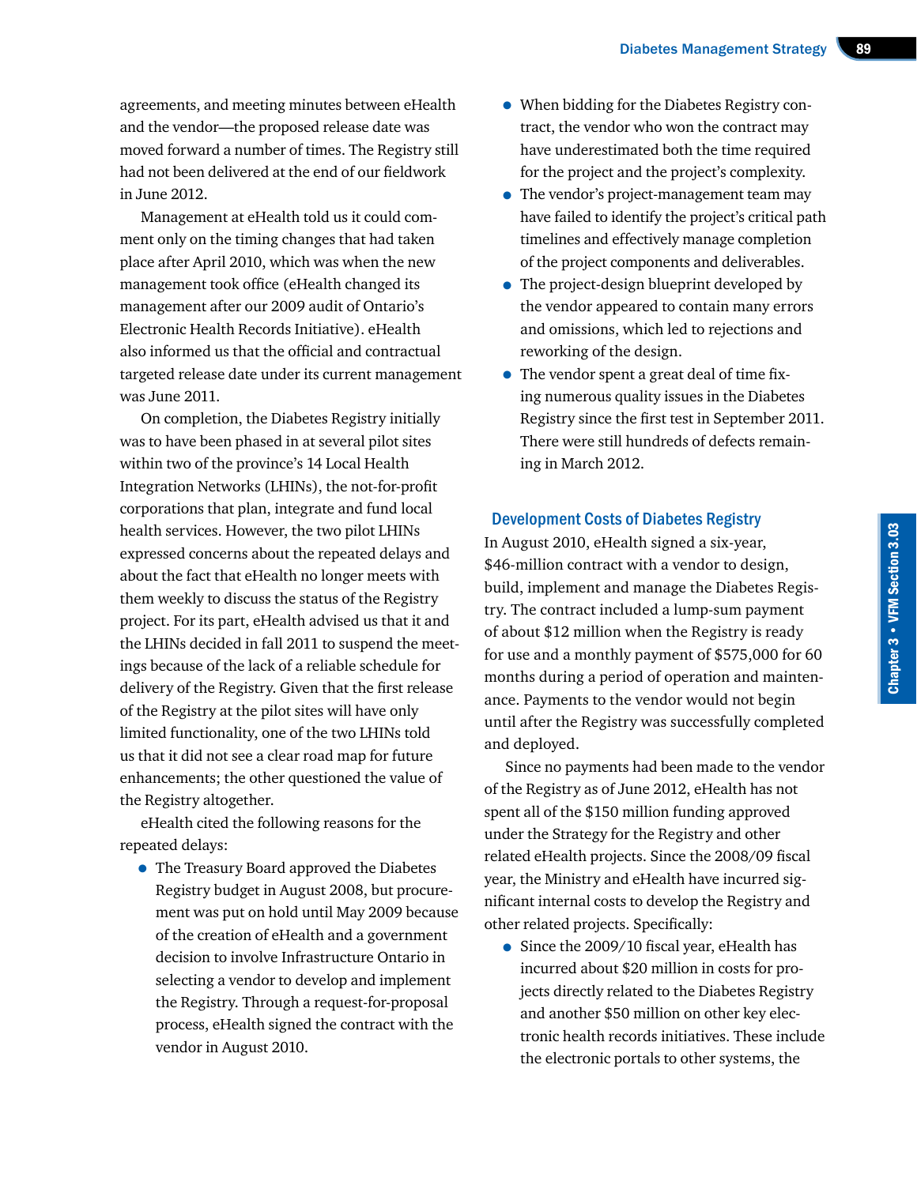agreements, and meeting minutes between eHealth and the vendor—the proposed release date was moved forward a number of times. The Registry still had not been delivered at the end of our fieldwork in June 2012.

Management at eHealth told us it could comment only on the timing changes that had taken place after April 2010, which was when the new management took office (eHealth changed its management after our 2009 audit of Ontario's Electronic Health Records Initiative). eHealth also informed us that the official and contractual targeted release date under its current management was June 2011.

On completion, the Diabetes Registry initially was to have been phased in at several pilot sites within two of the province's 14 Local Health Integration Networks (LHINs), the not-for-profit corporations that plan, integrate and fund local health services. However, the two pilot LHINs expressed concerns about the repeated delays and about the fact that eHealth no longer meets with them weekly to discuss the status of the Registry project. For its part, eHealth advised us that it and the LHINs decided in fall 2011 to suspend the meetings because of the lack of a reliable schedule for delivery of the Registry. Given that the first release of the Registry at the pilot sites will have only limited functionality, one of the two LHINs told us that it did not see a clear road map for future enhancements; the other questioned the value of the Registry altogether.

eHealth cited the following reasons for the repeated delays:

- The Treasury Board approved the Diabetes Registry budget in August 2008, but procurement was put on hold until May 2009 because of the creation of eHealth and a government decision to involve Infrastructure Ontario in selecting a vendor to develop and implement the Registry. Through a request-for-proposal process, eHealth signed the contract with the vendor in August 2010.
- When bidding for the Diabetes Registry contract, the vendor who won the contract may have underestimated both the time required for the project and the project's complexity.
- The vendor's project-management team may have failed to identify the project's critical path timelines and effectively manage completion of the project components and deliverables.
- The project-design blueprint developed by the vendor appeared to contain many errors and omissions, which led to rejections and reworking of the design.
- The vendor spent a great deal of time fixing numerous quality issues in the Diabetes Registry since the first test in September 2011. There were still hundreds of defects remaining in March 2012.

### Development Costs of Diabetes Registry

In August 2010, eHealth signed a six-year, $46-million contract with a vendor to design, build, implement and manage the Diabetes Registry. The contract included a lump-sum payment of about $12 million when the Registry is ready for use and a monthly payment of $575,000 for 60 months during a period of operation and maintenance. Payments to the vendor would not begin until after the Registry was successfully completed and deployed.

Since no payments had been made to the vendor of the Registry as of June 2012, eHealth has not spent all of the $150 million funding approved under the Strategy for the Registry and other related eHealth projects. Since the 2008/09 fiscal year, the Ministry and eHealth have incurred significant internal costs to develop the Registry and other related projects. Specifically:

- Since the 2009/10 fiscal year, eHealth has incurred about $20 million in costs for projects directly related to the Diabetes Registry and another $50 million on other key electronic health records initiatives. These include the electronic portals to other systems, the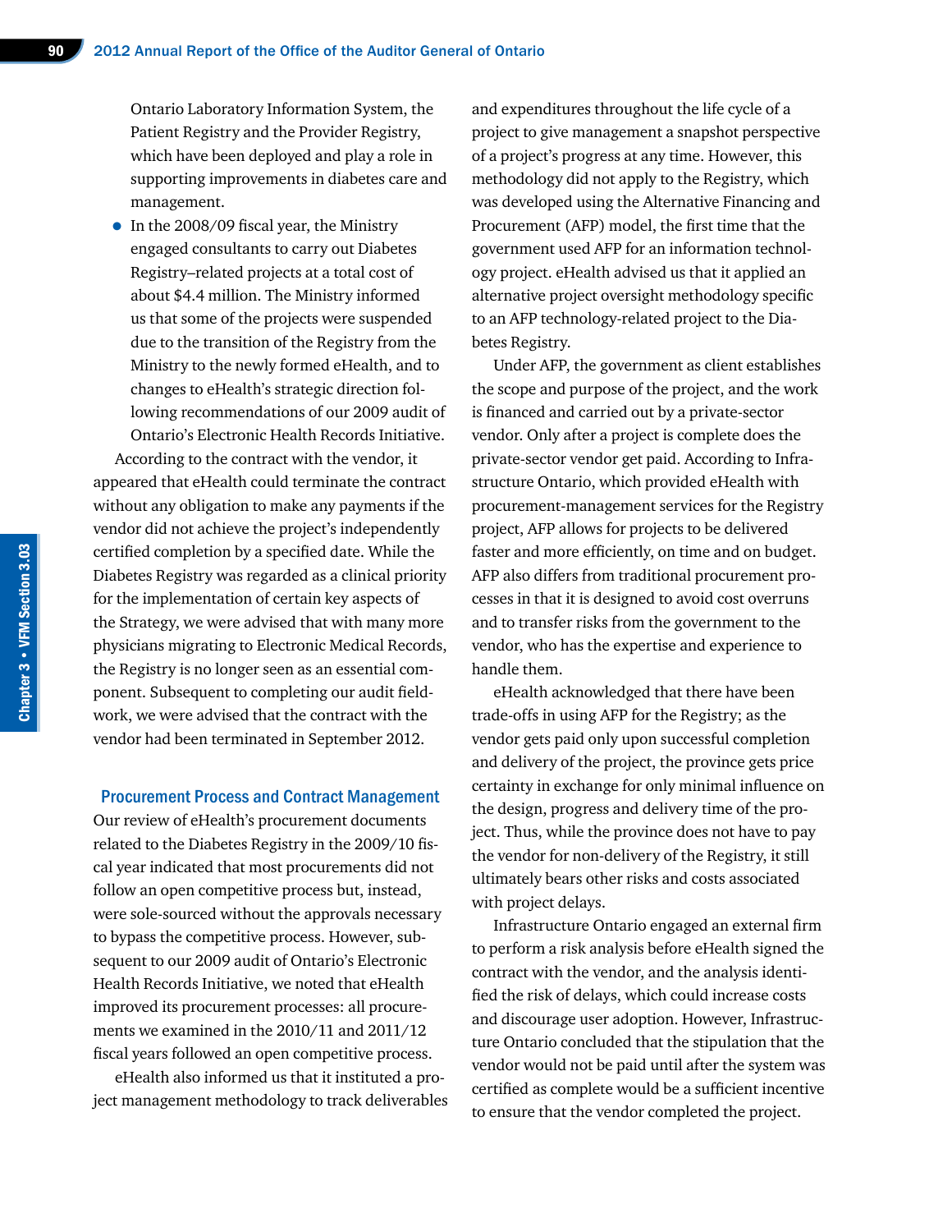Ontario Laboratory Information System, the Patient Registry and the Provider Registry, which have been deployed and play a role in supporting improvements in diabetes care and management.

- In the 2008/09 fiscal year, the Ministry engaged consultants to carry out Diabetes Registry–related projects at a total cost of about $4.4 million. The Ministry informed us that some of the projects were suspended due to the transition of the Registry from the Ministry to the newly formed eHealth, and to changes to eHealth's strategic direction following recommendations of our 2009 audit of Ontario's Electronic Health Records Initiative.

According to the contract with the vendor, it appeared that eHealth could terminate the contract without any obligation to make any payments if the vendor did not achieve the project's independently certified completion by a specified date. While the Diabetes Registry was regarded as a clinical priority for the implementation of certain key aspects of the Strategy, we were advised that with many more physicians migrating to Electronic Medical Records, the Registry is no longer seen as an essential component. Subsequent to completing our audit fieldwork, we were advised that the contract with the vendor had been terminated in September 2012.

### Procurement Process and Contract Management

Our review of eHealth's procurement documents related to the Diabetes Registry in the 2009/10 fiscal year indicated that most procurements did not follow an open competitive process but, instead, were sole-sourced without the approvals necessary to bypass the competitive process. However, subsequent to our 2009 audit of Ontario's Electronic Health Records Initiative, we noted that eHealth improved its procurement processes: all procurements we examined in the 2010/11 and 2011/12 fiscal years followed an open competitive process.

eHealth also informed us that it instituted a project management methodology to track deliverables and expenditures throughout the life cycle of a project to give management a snapshot perspective of a project's progress at any time. However, this methodology did not apply to the Registry, which was developed using the Alternative Financing and Procurement (AFP) model, the first time that the government used AFP for an information technology project. eHealth advised us that it applied an alternative project oversight methodology specific to an AFP technology-related project to the Diabetes Registry.

Under AFP, the government as client establishes the scope and purpose of the project, and the work is financed and carried out by a private-sector vendor. Only after a project is complete does the private-sector vendor get paid. According to Infrastructure Ontario, which provided eHealth with procurement-management services for the Registry project, AFP allows for projects to be delivered faster and more efficiently, on time and on budget. AFP also differs from traditional procurement processes in that it is designed to avoid cost overruns and to transfer risks from the government to the vendor, who has the expertise and experience to handle them.

eHealth acknowledged that there have been trade-offs in using AFP for the Registry; as the vendor gets paid only upon successful completion and delivery of the project, the province gets price certainty in exchange for only minimal influence on the design, progress and delivery time of the project. Thus, while the province does not have to pay the vendor for non-delivery of the Registry, it still ultimately bears other risks and costs associated with project delays.

Infrastructure Ontario engaged an external firm to perform a risk analysis before eHealth signed the contract with the vendor, and the analysis identified the risk of delays, which could increase costs and discourage user adoption. However, Infrastructure Ontario concluded that the stipulation that the vendor would not be paid until after the system was certified as complete would be a sufficient incentive to ensure that the vendor completed the project.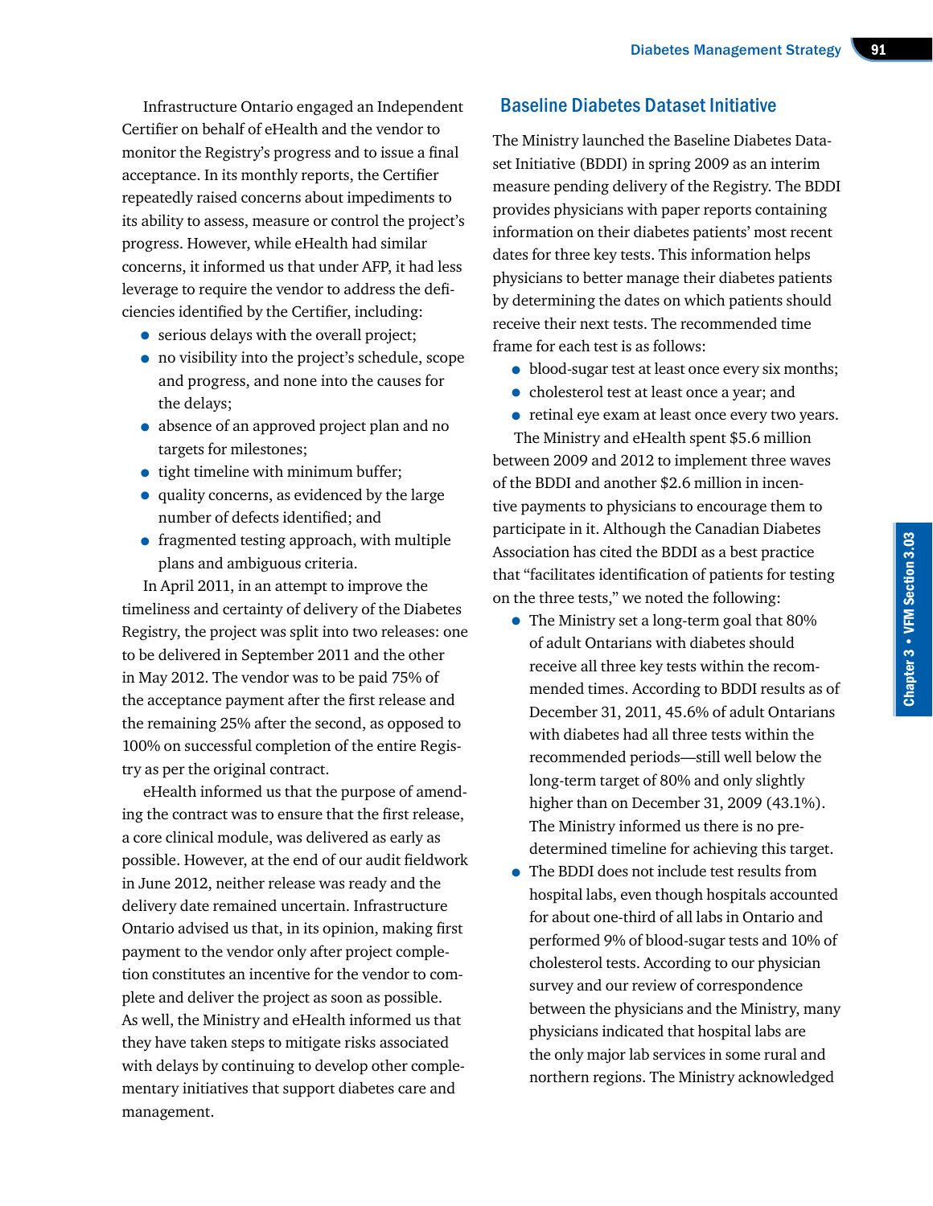Infrastructure Ontario engaged an Independent Certifier on behalf of eHealth and the vendor to monitor the Registry's progress and to issue a final acceptance. In its monthly reports, the Certifier repeatedly raised concerns about impediments to its ability to assess, measure or control the project's progress. However, while eHealth had similar concerns, it informed us that under AFP, it had less leverage to require the vendor to address the deficiencies identified by the Certifier, including:

- serious delays with the overall project;
- no visibility into the project's schedule, scope and progress, and none into the causes for the delays;
- absence of an approved project plan and no targets for milestones;
- tight timeline with minimum buffer;
- quality concerns, as evidenced by the large number of defects identified; and
- fragmented testing approach, with multiple plans and ambiguous criteria.

In April 2011, in an attempt to improve the timeliness and certainty of delivery of the Diabetes Registry, the project was split into two releases: one to be delivered in September 2011 and the other in May 2012. The vendor was to be paid 75% of the acceptance payment after the first release and the remaining 25% after the second, as opposed to 100% on successful completion of the entire Registry as per the original contract.

eHealth informed us that the purpose of amending the contract was to ensure that the first release, a core clinical module, was delivered as early as possible. However, at the end of our audit fieldwork in June 2012, neither release was ready and the delivery date remained uncertain. Infrastructure Ontario advised us that, in its opinion, making first payment to the vendor only after project completion constitutes an incentive for the vendor to complete and deliver the project as soon as possible. As well, the Ministry and eHealth informed us that they have taken steps to mitigate risks associated with delays by continuing to develop other complementary initiatives that support diabetes care and management.

## Baseline Diabetes Dataset Initiative

The Ministry launched the Baseline Diabetes Dataset Initiative (BDDI) in spring 2009 as an interim measure pending delivery of the Registry. The BDDI provides physicians with paper reports containing information on their diabetes patients' most recent dates for three key tests. This information helps physicians to better manage their diabetes patients by determining the dates on which patients should receive their next tests. The recommended time frame for each test is as follows:

- blood-sugar test at least once every six months;
- cholesterol test at least once a year; and
- retinal eye exam at least once every two years.

The Ministry and eHealth spent $5.6 million between 2009 and 2012 to implement three waves of the BDDI and another $2.6 million in incentive payments to physicians to encourage them to participate in it. Although the Canadian Diabetes Association has cited the BDDI as a best practice that "facilitates identification of patients for testing on the three tests," we noted the following:

- The Ministry set a long-term goal that 80% of adult Ontarians with diabetes should receive all three key tests within the recommended times. According to BDDI results as of December 31, 2011, 45.6% of adult Ontarians with diabetes had all three tests within the recommended periods—still well below the long-term target of 80% and only slightly higher than on December 31, 2009 (43.1%). The Ministry informed us there is no predetermined timeline for achieving this target.
- The BDDI does not include test results from hospital labs, even though hospitals accounted for about one-third of all labs in Ontario and performed 9% of blood-sugar tests and 10% of cholesterol tests. According to our physician survey and our review of correspondence between the physicians and the Ministry, many physicians indicated that hospital labs are the only major lab services in some rural and northern regions. The Ministry acknowledged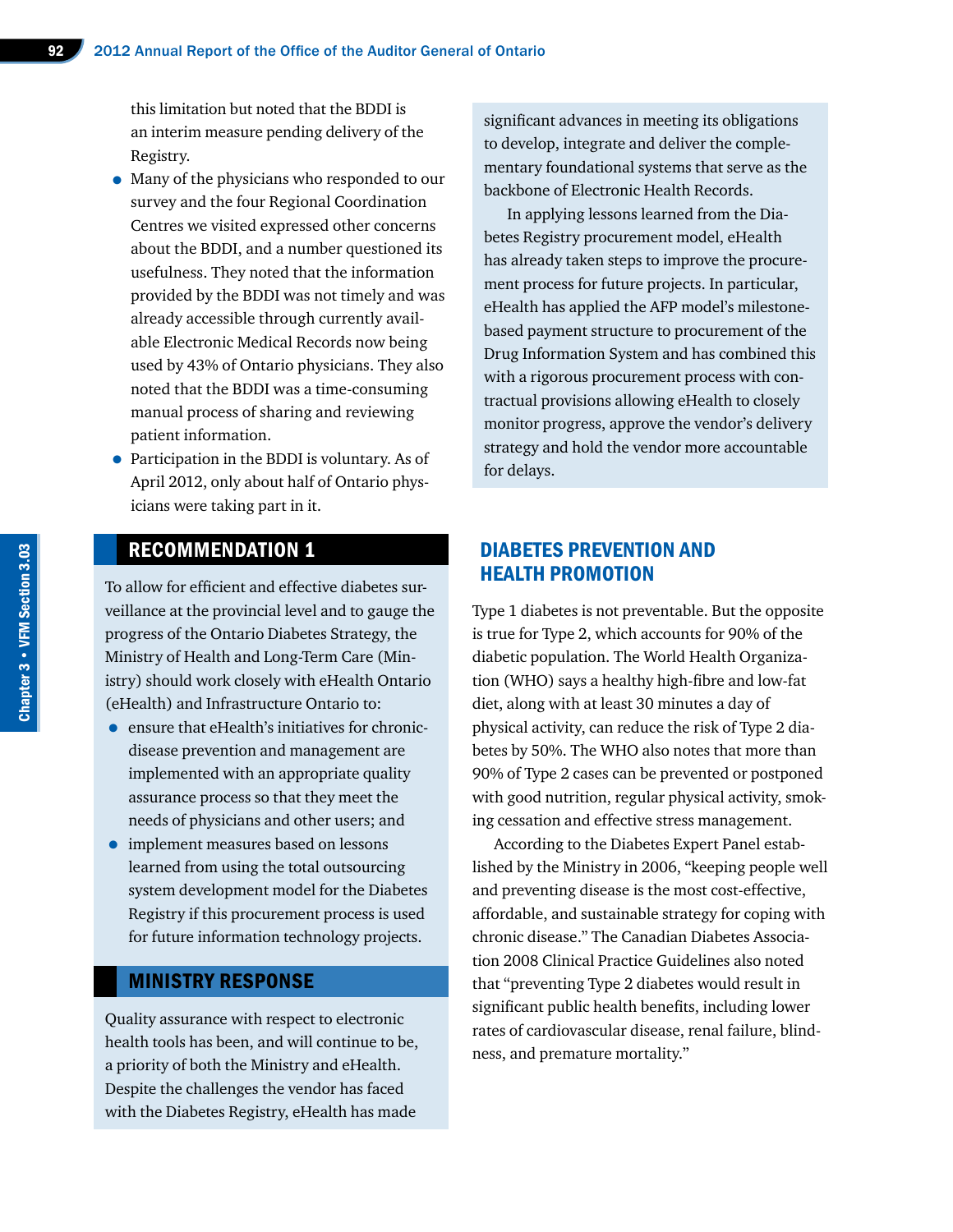this limitation but noted that the BDDI is an interim measure pending delivery of the Registry.

- Many of the physicians who responded to our survey and the four Regional Coordination Centres we visited expressed other concerns about the BDDI, and a number questioned its usefulness. They noted that the information provided by the BDDI was not timely and was already accessible through currently available Electronic Medical Records now being used by 43% of Ontario physicians. They also noted that the BDDI was a time-consuming manual process of sharing and reviewing patient information.
- Participation in the BDDI is voluntary. As of April 2012, only about half of Ontario physicians were taking part in it.

## RECOMMENDATION 1

To allow for efficient and effective diabetes surveillance at the provincial level and to gauge the progress of the Ontario Diabetes Strategy, the Ministry of Health and Long-Term Care (Ministry) should work closely with eHealth Ontario (eHealth) and Infrastructure Ontario to:

- ensure that eHealth's initiatives for chronic-disease prevention and management are implemented with an appropriate quality assurance process so that they meet the needs of physicians and other users; and
- implement measures based on lessons learned from using the total outsourcing system development model for the Diabetes Registry if this procurement process is used for future information technology projects.

## MINISTRY RESPONSE

Quality assurance with respect to electronic health tools has been, and will continue to be, a priority of both the Ministry and eHealth. Despite the challenges the vendor has faced with the Diabetes Registry, eHealth has made significant advances in meeting its obligations to develop, integrate and deliver the complementary foundational systems that serve as the backbone of Electronic Health Records.

In applying lessons learned from the Diabetes Registry procurement model, eHealth has already taken steps to improve the procurement process for future projects. In particular, eHealth has applied the AFP model's milestone-based payment structure to procurement of the Drug Information System and has combined this with a rigorous procurement process with contractual provisions allowing eHealth to closely monitor progress, approve the vendor's delivery strategy and hold the vendor more accountable for delays.

## DIABETES PREVENTION AND HEALTH PROMOTION

Type 1 diabetes is not preventable. But the opposite is true for Type 2, which accounts for 90% of the diabetic population. The World Health Organization (WHO) says a healthy high-fibre and low-fat diet, along with at least 30 minutes a day of physical activity, can reduce the risk of Type 2 diabetes by 50%. The WHO also notes that more than 90% of Type 2 cases can be prevented or postponed with good nutrition, regular physical activity, smoking cessation and effective stress management.

According to the Diabetes Expert Panel established by the Ministry in 2006, "keeping people well and preventing disease is the most cost-effective, affordable, and sustainable strategy for coping with chronic disease." The Canadian Diabetes Association 2008 Clinical Practice Guidelines also noted that "preventing Type 2 diabetes would result in significant public health benefits, including lower rates of cardiovascular disease, renal failure, blindness, and premature mortality."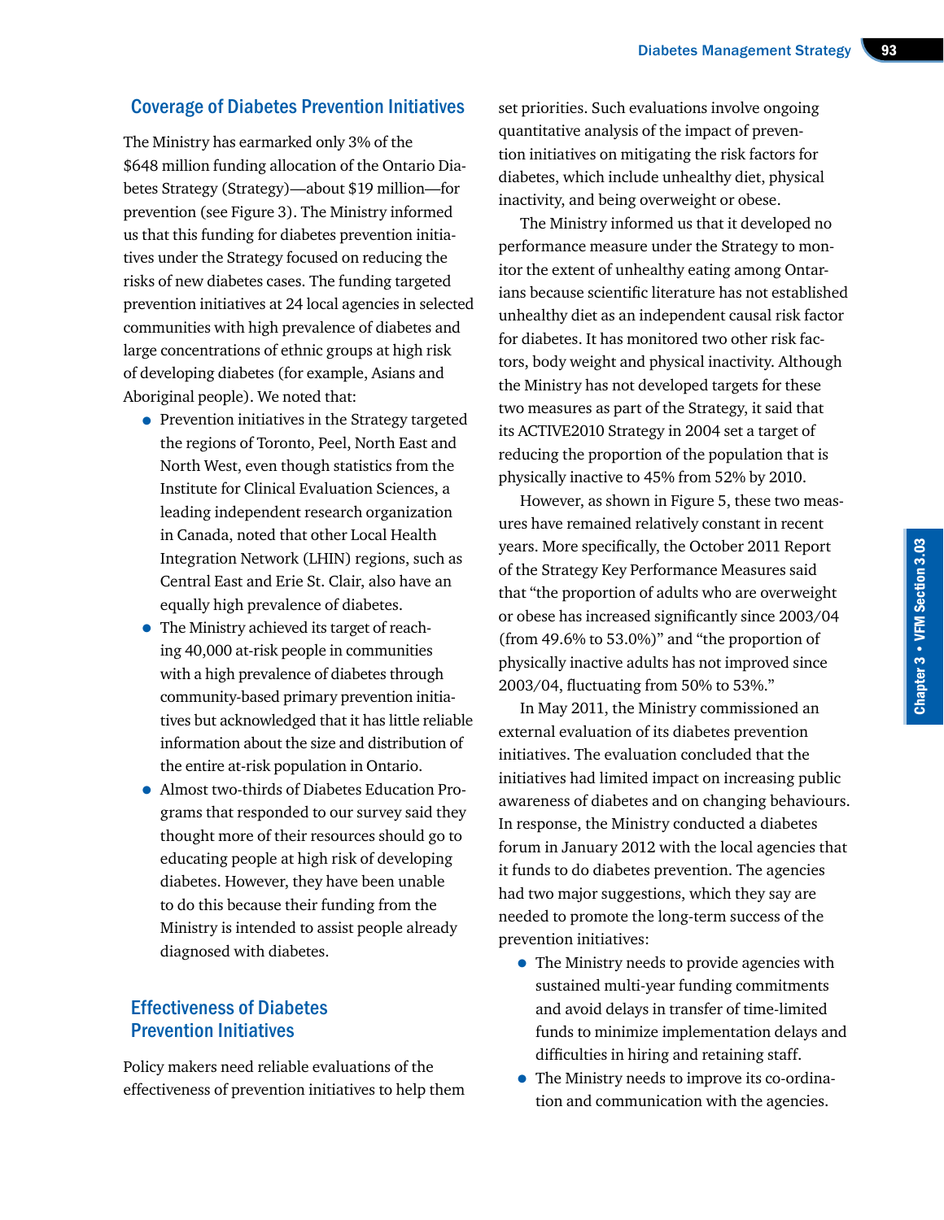## Coverage of Diabetes Prevention Initiatives

The Ministry has earmarked only 3% of the $648 million funding allocation of the Ontario Diabetes Strategy (Strategy)—about $19 million—for prevention (see Figure 3). The Ministry informed us that this funding for diabetes prevention initiatives under the Strategy focused on reducing the risks of new diabetes cases. The funding targeted prevention initiatives at 24 local agencies in selected communities with high prevalence of diabetes and large concentrations of ethnic groups at high risk of developing diabetes (for example, Asians and Aboriginal people). We noted that:

- Prevention initiatives in the Strategy targeted the regions of Toronto, Peel, North East and North West, even though statistics from the Institute for Clinical Evaluation Sciences, a leading independent research organization in Canada, noted that other Local Health Integration Network (LHIN) regions, such as Central East and Erie St. Clair, also have an equally high prevalence of diabetes.
- The Ministry achieved its target of reaching 40,000 at-risk people in communities with a high prevalence of diabetes through community-based primary prevention initiatives but acknowledged that it has little reliable information about the size and distribution of the entire at-risk population in Ontario.
- Almost two-thirds of Diabetes Education Programs that responded to our survey said they thought more of their resources should go to educating people at high risk of developing diabetes. However, they have been unable to do this because their funding from the Ministry is intended to assist people already diagnosed with diabetes.

## Effectiveness of Diabetes Prevention Initiatives

Policy makers need reliable evaluations of the effectiveness of prevention initiatives to help them set priorities. Such evaluations involve ongoing quantitative analysis of the impact of prevention initiatives on mitigating the risk factors for diabetes, which include unhealthy diet, physical inactivity, and being overweight or obese.

The Ministry informed us that it developed no performance measure under the Strategy to monitor the extent of unhealthy eating among Ontarians because scientific literature has not established unhealthy diet as an independent causal risk factor for diabetes. It has monitored two other risk factors, body weight and physical inactivity. Although the Ministry has not developed targets for these two measures as part of the Strategy, it said that its ACTIVE2010 Strategy in 2004 set a target of reducing the proportion of the population that is physically inactive to 45% from 52% by 2010.

However, as shown in Figure 5, these two measures have remained relatively constant in recent years. More specifically, the October 2011 Report of the Strategy Key Performance Measures said that "the proportion of adults who are overweight or obese has increased significantly since 2003/04 (from 49.6% to 53.0%)" and "the proportion of physically inactive adults has not improved since 2003/04, fluctuating from 50% to 53%."

In May 2011, the Ministry commissioned an external evaluation of its diabetes prevention initiatives. The evaluation concluded that the initiatives had limited impact on increasing public awareness of diabetes and on changing behaviours. In response, the Ministry conducted a diabetes forum in January 2012 with the local agencies that it funds to do diabetes prevention. The agencies had two major suggestions, which they say are needed to promote the long-term success of the prevention initiatives:

- The Ministry needs to provide agencies with sustained multi-year funding commitments and avoid delays in transfer of time-limited funds to minimize implementation delays and difficulties in hiring and retaining staff.
- The Ministry needs to improve its co-ordination and communication with the agencies.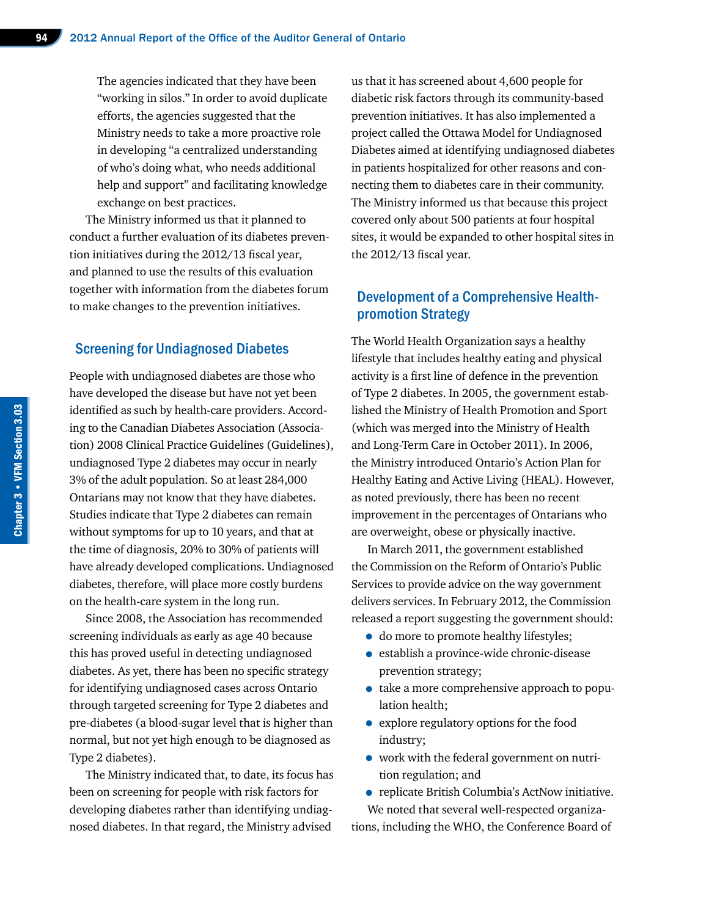The agencies indicated that they have been "working in silos." In order to avoid duplicate efforts, the agencies suggested that the Ministry needs to take a more proactive role in developing "a centralized understanding of who's doing what, who needs additional help and support" and facilitating knowledge exchange on best practices.

The Ministry informed us that it planned to conduct a further evaluation of its diabetes prevention initiatives during the 2012/13 fiscal year, and planned to use the results of this evaluation together with information from the diabetes forum to make changes to the prevention initiatives.

## Screening for Undiagnosed Diabetes

People with undiagnosed diabetes are those who have developed the disease but have not yet been identified as such by health-care providers. According to the Canadian Diabetes Association (Association) 2008 Clinical Practice Guidelines (Guidelines), undiagnosed Type 2 diabetes may occur in nearly 3% of the adult population. So at least 284,000 Ontarians may not know that they have diabetes. Studies indicate that Type 2 diabetes can remain without symptoms for up to 10 years, and that at the time of diagnosis, 20% to 30% of patients will have already developed complications. Undiagnosed diabetes, therefore, will place more costly burdens on the health-care system in the long run.

Since 2008, the Association has recommended screening individuals as early as age 40 because this has proved useful in detecting undiagnosed diabetes. As yet, there has been no specific strategy for identifying undiagnosed cases across Ontario through targeted screening for Type 2 diabetes and pre-diabetes (a blood-sugar level that is higher than normal, but not yet high enough to be diagnosed as Type 2 diabetes).

The Ministry indicated that, to date, its focus has been on screening for people with risk factors for developing diabetes rather than identifying undiagnosed diabetes. In that regard, the Ministry advised us that it has screened about 4,600 people for diabetic risk factors through its community-based prevention initiatives. It has also implemented a project called the Ottawa Model for Undiagnosed Diabetes aimed at identifying undiagnosed diabetes in patients hospitalized for other reasons and connecting them to diabetes care in their community. The Ministry informed us that because this project covered only about 500 patients at four hospital sites, it would be expanded to other hospital sites in the 2012/13 fiscal year.

## Development of a Comprehensive Health-promotion Strategy

The World Health Organization says a healthy lifestyle that includes healthy eating and physical activity is a first line of defence in the prevention of Type 2 diabetes. In 2005, the government established the Ministry of Health Promotion and Sport (which was merged into the Ministry of Health and Long-Term Care in October 2011). In 2006, the Ministry introduced Ontario's Action Plan for Healthy Eating and Active Living (HEAL). However, as noted previously, there has been no recent improvement in the percentages of Ontarians who are overweight, obese or physically inactive.

In March 2011, the government established the Commission on the Reform of Ontario's Public Services to provide advice on the way government delivers services. In February 2012, the Commission released a report suggesting the government should:

- do more to promote healthy lifestyles;
- establish a province-wide chronic-disease prevention strategy;
- take a more comprehensive approach to population health;
- explore regulatory options for the food industry;
- work with the federal government on nutrition regulation; and
- replicate British Columbia's ActNow initiative.

We noted that several well-respected organizations, including the WHO, the Conference Board of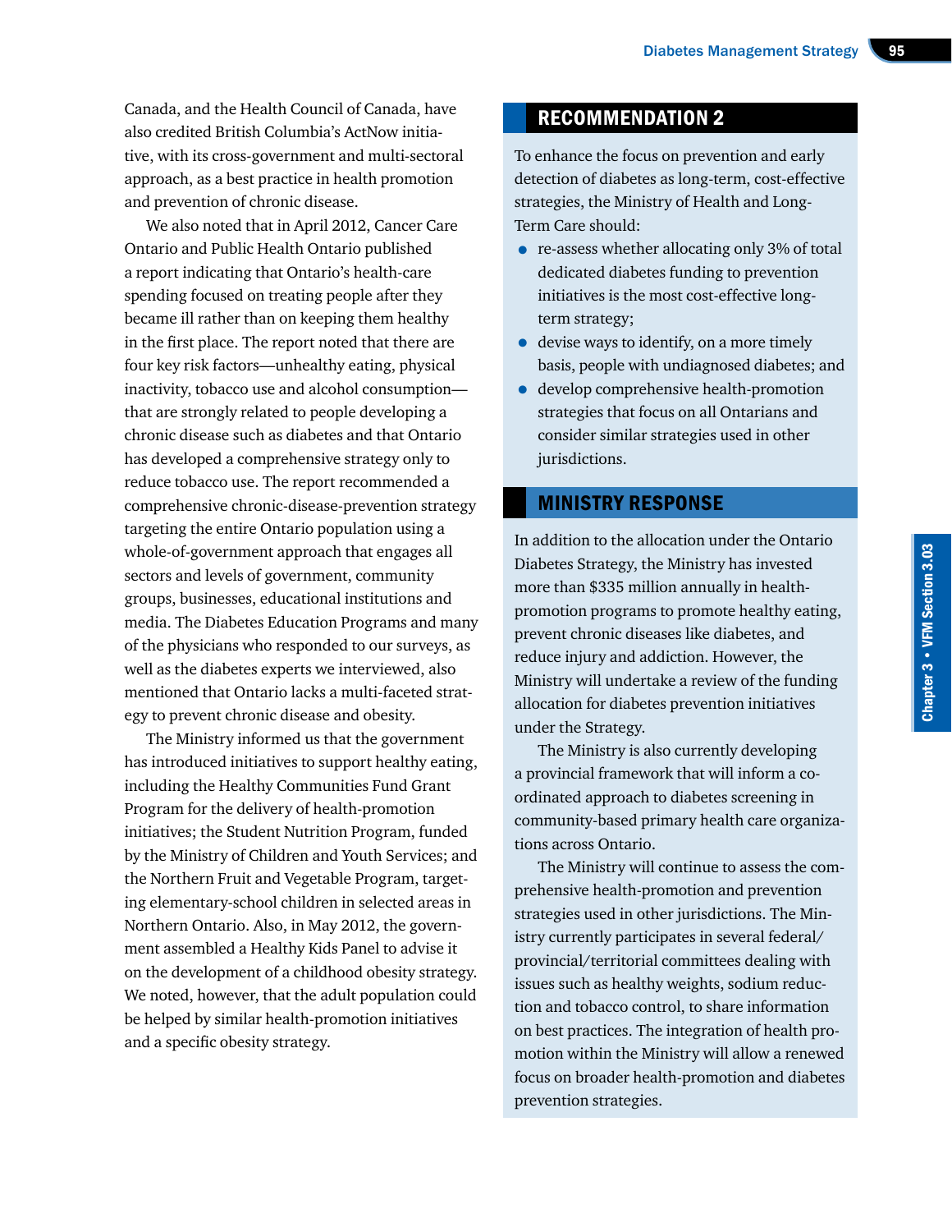Canada, and the Health Council of Canada, have also credited British Columbia's ActNow initiative, with its cross-government and multi-sectoral approach, as a best practice in health promotion and prevention of chronic disease.

We also noted that in April 2012, Cancer Care Ontario and Public Health Ontario published a report indicating that Ontario's health-care spending focused on treating people after they became ill rather than on keeping them healthy in the first place. The report noted that there are four key risk factors—unhealthy eating, physical inactivity, tobacco use and alcohol consumption—that are strongly related to people developing a chronic disease such as diabetes and that Ontario has developed a comprehensive strategy only to reduce tobacco use. The report recommended a comprehensive chronic-disease-prevention strategy targeting the entire Ontario population using a whole-of-government approach that engages all sectors and levels of government, community groups, businesses, educational institutions and media. The Diabetes Education Programs and many of the physicians who responded to our surveys, as well as the diabetes experts we interviewed, also mentioned that Ontario lacks a multi-faceted strategy to prevent chronic disease and obesity.

The Ministry informed us that the government has introduced initiatives to support healthy eating, including the Healthy Communities Fund Grant Program for the delivery of health-promotion initiatives; the Student Nutrition Program, funded by the Ministry of Children and Youth Services; and the Northern Fruit and Vegetable Program, targeting elementary-school children in selected areas in Northern Ontario. Also, in May 2012, the government assembled a Healthy Kids Panel to advise it on the development of a childhood obesity strategy. We noted, however, that the adult population could be helped by similar health-promotion initiatives and a specific obesity strategy.

## RECOMMENDATION 2

To enhance the focus on prevention and early detection of diabetes as long-term, cost-effective strategies, the Ministry of Health and Long-Term Care should:

- re-assess whether allocating only 3% of total dedicated diabetes funding to prevention initiatives is the most cost-effective long-term strategy;
- devise ways to identify, on a more timely basis, people with undiagnosed diabetes; and
- develop comprehensive health-promotion strategies that focus on all Ontarians and consider similar strategies used in other jurisdictions.

## MINISTRY RESPONSE

In addition to the allocation under the Ontario Diabetes Strategy, the Ministry has invested more than $335 million annually in health-promotion programs to promote healthy eating, prevent chronic diseases like diabetes, and reduce injury and addiction. However, the Ministry will undertake a review of the funding allocation for diabetes prevention initiatives under the Strategy.

The Ministry is also currently developing a provincial framework that will inform a co-ordinated approach to diabetes screening in community-based primary health care organizations across Ontario.

The Ministry will continue to assess the comprehensive health-promotion and prevention strategies used in other jurisdictions. The Ministry currently participates in several federal/provincial/territorial committees dealing with issues such as healthy weights, sodium reduction and tobacco control, to share information on best practices. The integration of health promotion within the Ministry will allow a renewed focus on broader health-promotion and diabetes prevention strategies.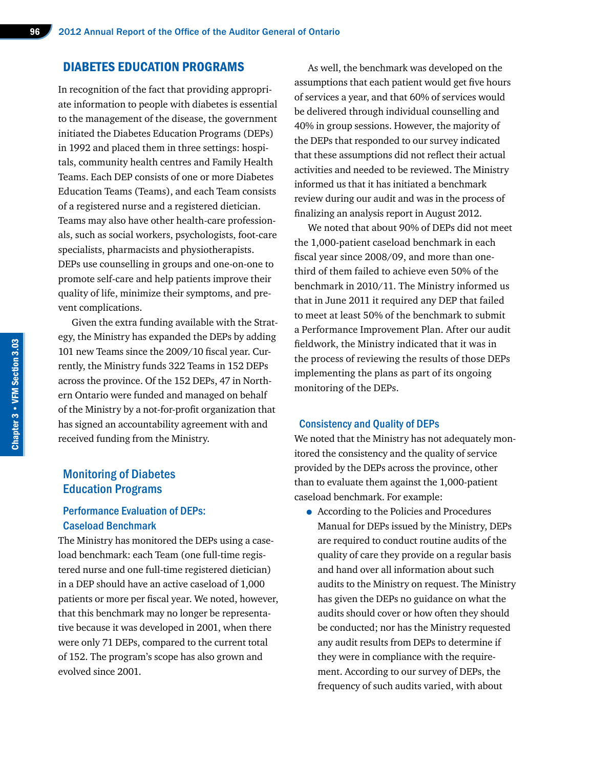## DIABETES EDUCATION PROGRAMS

In recognition of the fact that providing appropriate information to people with diabetes is essential to the management of the disease, the government initiated the Diabetes Education Programs (DEPs) in 1992 and placed them in three settings: hospitals, community health centres and Family Health Teams. Each DEP consists of one or more Diabetes Education Teams (Teams), and each Team consists of a registered nurse and a registered dietician. Teams may also have other health-care professionals, such as social workers, psychologists, foot-care specialists, pharmacists and physiotherapists. DEPs use counselling in groups and one-on-one to promote self-care and help patients improve their quality of life, minimize their symptoms, and prevent complications.

Given the extra funding available with the Strategy, the Ministry has expanded the DEPs by adding 101 new Teams since the 2009/10 fiscal year. Currently, the Ministry funds 322 Teams in 152 DEPs across the province. Of the 152 DEPs, 47 in Northern Ontario were funded and managed on behalf of the Ministry by a not-for-profit organization that has signed an accountability agreement with and received funding from the Ministry.

### Monitoring of Diabetes Education Programs

#### Performance Evaluation of DEPs: Caseload Benchmark

The Ministry has monitored the DEPs using a caseload benchmark: each Team (one full-time registered nurse and one full-time registered dietician) in a DEP should have an active caseload of 1,000 patients or more per fiscal year. We noted, however, that this benchmark may no longer be representative because it was developed in 2001, when there were only 71 DEPs, compared to the current total of 152. The program's scope has also grown and evolved since 2001.

As well, the benchmark was developed on the assumptions that each patient would get five hours of services a year, and that 60% of services would be delivered through individual counselling and 40% in group sessions. However, the majority of the DEPs that responded to our survey indicated that these assumptions did not reflect their actual activities and needed to be reviewed. The Ministry informed us that it has initiated a benchmark review during our audit and was in the process of finalizing an analysis report in August 2012.

We noted that about 90% of DEPs did not meet the 1,000-patient caseload benchmark in each fiscal year since 2008/09, and more than one-third of them failed to achieve even 50% of the benchmark in 2010/11. The Ministry informed us that in June 2011 it required any DEP that failed to meet at least 50% of the benchmark to submit a Performance Improvement Plan. After our audit fieldwork, the Ministry indicated that it was in the process of reviewing the results of those DEPs implementing the plans as part of its ongoing monitoring of the DEPs.

#### Consistency and Quality of DEPs

We noted that the Ministry has not adequately monitored the consistency and the quality of service provided by the DEPs across the province, other than to evaluate them against the 1,000-patient caseload benchmark. For example:

- According to the Policies and Procedures Manual for DEPs issued by the Ministry, DEPs are required to conduct routine audits of the quality of care they provide on a regular basis and hand over all information about such audits to the Ministry on request. The Ministry has given the DEPs no guidance on what the audits should cover or how often they should be conducted; nor has the Ministry requested any audit results from DEPs to determine if they were in compliance with the requirement. According to our survey of DEPs, the frequency of such audits varied, with about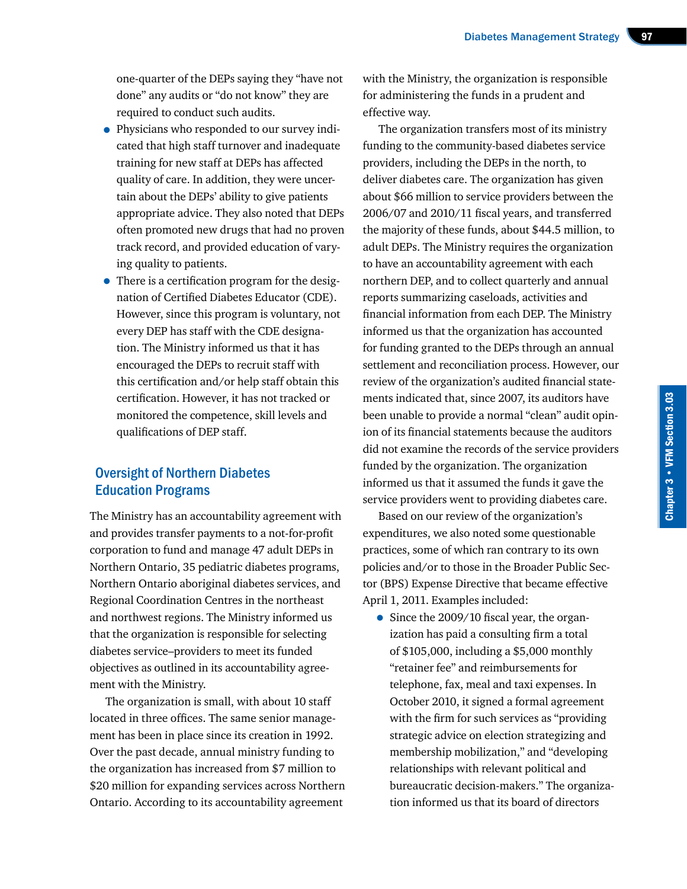one-quarter of the DEPs saying they "have not done" any audits or "do not know" they are required to conduct such audits.

- Physicians who responded to our survey indicated that high staff turnover and inadequate training for new staff at DEPs has affected quality of care. In addition, they were uncertain about the DEPs' ability to give patients appropriate advice. They also noted that DEPs often promoted new drugs that had no proven track record, and provided education of varying quality to patients.
- There is a certification program for the designation of Certified Diabetes Educator (CDE). However, since this program is voluntary, not every DEP has staff with the CDE designation. The Ministry informed us that it has encouraged the DEPs to recruit staff with this certification and/or help staff obtain this certification. However, it has not tracked or monitored the competence, skill levels and qualifications of DEP staff.

## Oversight of Northern Diabetes Education Programs

The Ministry has an accountability agreement with and provides transfer payments to a not-for-profit corporation to fund and manage 47 adult DEPs in Northern Ontario, 35 pediatric diabetes programs, Northern Ontario aboriginal diabetes services, and Regional Coordination Centres in the northeast and northwest regions. The Ministry informed us that the organization is responsible for selecting diabetes service–providers to meet its funded objectives as outlined in its accountability agreement with the Ministry.

The organization is small, with about 10 staff located in three offices. The same senior management has been in place since its creation in 1992. Over the past decade, annual ministry funding to the organization has increased from $7 million to $20 million for expanding services across Northern Ontario. According to its accountability agreement with the Ministry, the organization is responsible for administering the funds in a prudent and effective way.

The organization transfers most of its ministry funding to the community-based diabetes service providers, including the DEPs in the north, to deliver diabetes care. The organization has given about $66 million to service providers between the 2006/07 and 2010/11 fiscal years, and transferred the majority of these funds, about $44.5 million, to adult DEPs. The Ministry requires the organization to have an accountability agreement with each northern DEP, and to collect quarterly and annual reports summarizing caseloads, activities and financial information from each DEP. The Ministry informed us that the organization has accounted for funding granted to the DEPs through an annual settlement and reconciliation process. However, our review of the organization's audited financial statements indicated that, since 2007, its auditors have been unable to provide a normal "clean" audit opinion of its financial statements because the auditors did not examine the records of the service providers funded by the organization. The organization informed us that it assumed the funds it gave the service providers went to providing diabetes care.

Based on our review of the organization's expenditures, we also noted some questionable practices, some of which ran contrary to its own policies and/or to those in the Broader Public Sector (BPS) Expense Directive that became effective April 1, 2011. Examples included:

- Since the 2009/10 fiscal year, the organization has paid a consulting firm a total of $105,000, including a $5,000 monthly "retainer fee" and reimbursements for telephone, fax, meal and taxi expenses. In October 2010, it signed a formal agreement with the firm for such services as "providing strategic advice on election strategizing and membership mobilization," and "developing relationships with relevant political and bureaucratic decision-makers." The organization informed us that its board of directors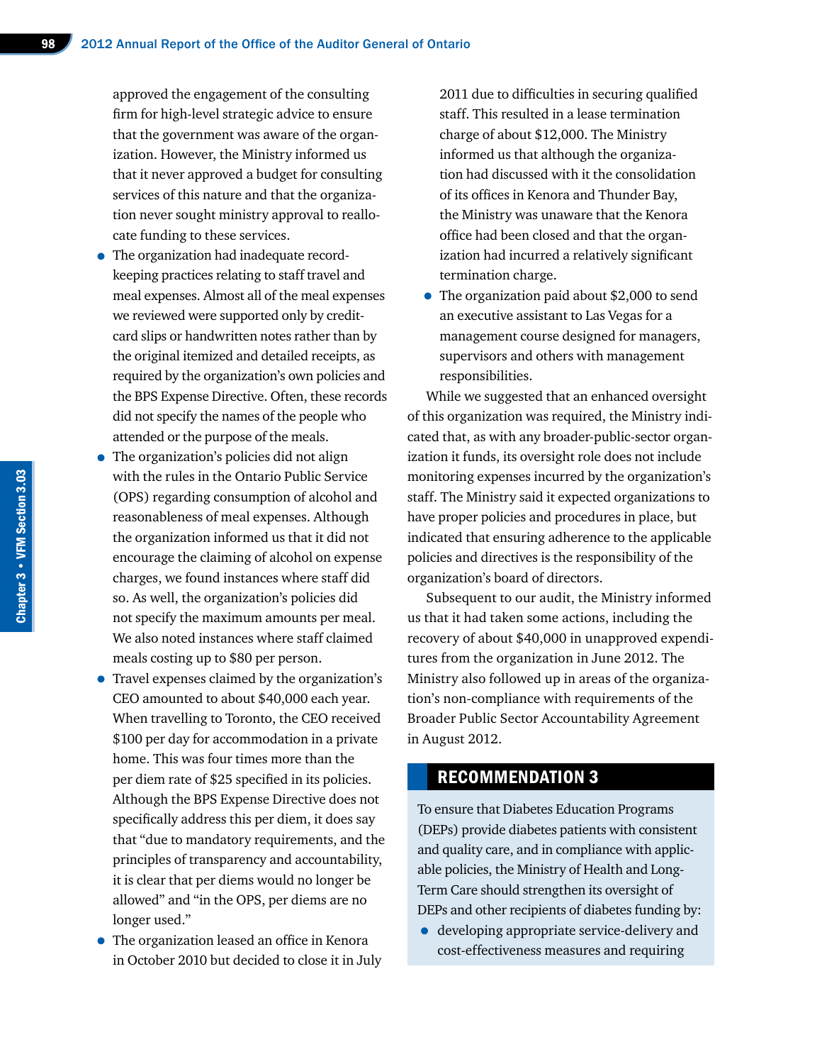approved the engagement of the consulting firm for high-level strategic advice to ensure that the government was aware of the organization. However, the Ministry informed us that it never approved a budget for consulting services of this nature and that the organization never sought ministry approval to reallocate funding to these services.

- The organization had inadequate record-keeping practices relating to staff travel and meal expenses. Almost all of the meal expenses we reviewed were supported only by credit-card slips or handwritten notes rather than by the original itemized and detailed receipts, as required by the organization's own policies and the BPS Expense Directive. Often, these records did not specify the names of the people who attended or the purpose of the meals.
- The organization's policies did not align with the rules in the Ontario Public Service (OPS) regarding consumption of alcohol and reasonableness of meal expenses. Although the organization informed us that it did not encourage the claiming of alcohol on expense charges, we found instances where staff did so. As well, the organization's policies did not specify the maximum amounts per meal. We also noted instances where staff claimed meals costing up to $80 per person.
- Travel expenses claimed by the organization's CEO amounted to about $40,000 each year. When travelling to Toronto, the CEO received $100 per day for accommodation in a private home. This was four times more than the per diem rate of $25 specified in its policies. Although the BPS Expense Directive does not specifically address this per diem, it does say that "due to mandatory requirements, and the principles of transparency and accountability, it is clear that per diems would no longer be allowed" and "in the OPS, per diems are no longer used."
- The organization leased an office in Kenora in October 2010 but decided to close it in July 2011 due to difficulties in securing qualified staff. This resulted in a lease termination charge of about $12,000. The Ministry informed us that although the organization had discussed with it the consolidation of its offices in Kenora and Thunder Bay, the Ministry was unaware that the Kenora office had been closed and that the organization had incurred a relatively significant termination charge.
- The organization paid about $2,000 to send an executive assistant to Las Vegas for a management course designed for managers, supervisors and others with management responsibilities.

While we suggested that an enhanced oversight of this organization was required, the Ministry indicated that, as with any broader-public-sector organization it funds, its oversight role does not include monitoring expenses incurred by the organization's staff. The Ministry said it expected organizations to have proper policies and procedures in place, but indicated that ensuring adherence to the applicable policies and directives is the responsibility of the organization's board of directors.

Subsequent to our audit, the Ministry informed us that it had taken some actions, including the recovery of about $40,000 in unapproved expenditures from the organization in June 2012. The Ministry also followed up in areas of the organization's non-compliance with requirements of the Broader Public Sector Accountability Agreement in August 2012.

## RECOMMENDATION 3

To ensure that Diabetes Education Programs (DEPs) provide diabetes patients with consistent and quality care, and in compliance with applicable policies, the Ministry of Health and Long-Term Care should strengthen its oversight of DEPs and other recipients of diabetes funding by:

- developing appropriate service-delivery and cost-effectiveness measures and requiring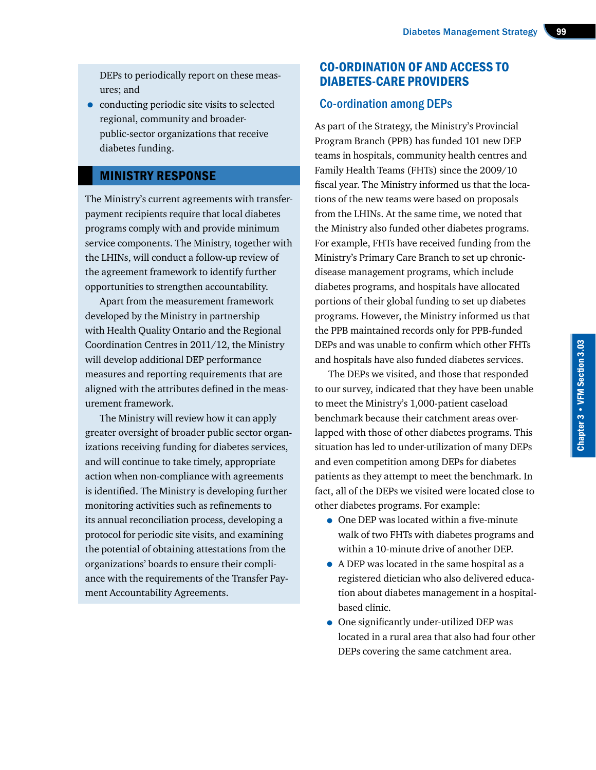DEPs to periodically report on these measures; and

- conducting periodic site visits to selected regional, community and broader-public-sector organizations that receive diabetes funding.

## MINISTRY RESPONSE

The Ministry's current agreements with transfer-payment recipients require that local diabetes programs comply with and provide minimum service components. The Ministry, together with the LHINs, will conduct a follow-up review of the agreement framework to identify further opportunities to strengthen accountability.

Apart from the measurement framework developed by the Ministry in partnership with Health Quality Ontario and the Regional Coordination Centres in 2011/12, the Ministry will develop additional DEP performance measures and reporting requirements that are aligned with the attributes defined in the measurement framework.

The Ministry will review how it can apply greater oversight of broader public sector organizations receiving funding for diabetes services, and will continue to take timely, appropriate action when non-compliance with agreements is identified. The Ministry is developing further monitoring activities such as refinements to its annual reconciliation process, developing a protocol for periodic site visits, and examining the potential of obtaining attestations from the organizations' boards to ensure their compliance with the requirements of the Transfer Payment Accountability Agreements.

## CO-ORDINATION OF AND ACCESS TO DIABETES-CARE PROVIDERS

### Co-ordination among DEPs

As part of the Strategy, the Ministry's Provincial Program Branch (PPB) has funded 101 new DEP teams in hospitals, community health centres and Family Health Teams (FHTs) since the 2009/10 fiscal year. The Ministry informed us that the locations of the new teams were based on proposals from the LHINs. At the same time, we noted that the Ministry also funded other diabetes programs. For example, FHTs have received funding from the Ministry's Primary Care Branch to set up chronic-disease management programs, which include diabetes programs, and hospitals have allocated portions of their global funding to set up diabetes programs. However, the Ministry informed us that the PPB maintained records only for PPB-funded DEPs and was unable to confirm which other FHTs and hospitals have also funded diabetes services.

The DEPs we visited, and those that responded to our survey, indicated that they have been unable to meet the Ministry's 1,000-patient caseload benchmark because their catchment areas overlapped with those of other diabetes programs. This situation has led to under-utilization of many DEPs and even competition among DEPs for diabetes patients as they attempt to meet the benchmark. In fact, all of the DEPs we visited were located close to other diabetes programs. For example:

- One DEP was located within a five-minute walk of two FHTs with diabetes programs and within a 10-minute drive of another DEP.
- A DEP was located in the same hospital as a registered dietician who also delivered education about diabetes management in a hospital-based clinic.
- One significantly under-utilized DEP was located in a rural area that also had four other DEPs covering the same catchment area.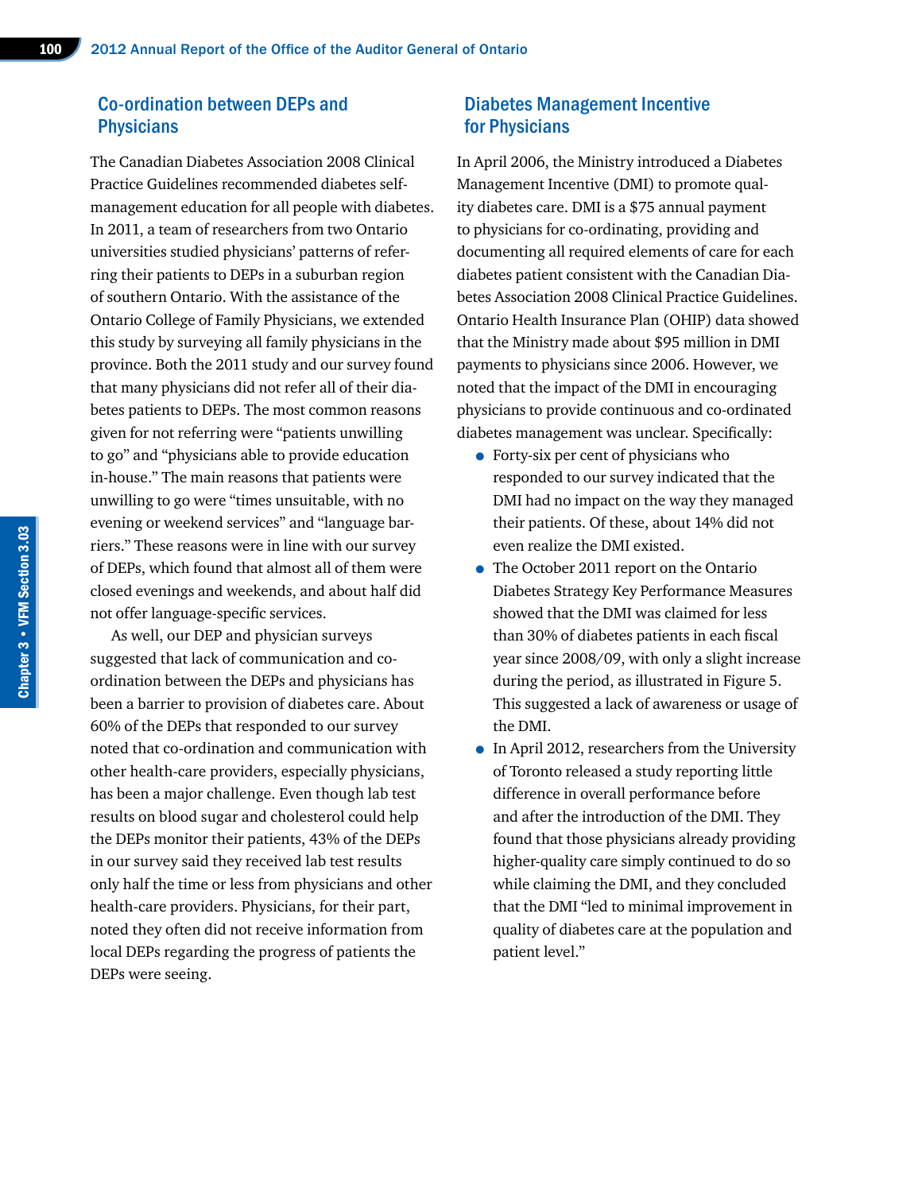## Co-ordination between DEPs and Physicians

The Canadian Diabetes Association 2008 Clinical Practice Guidelines recommended diabetes self-management education for all people with diabetes. In 2011, a team of researchers from two Ontario universities studied physicians' patterns of referring their patients to DEPs in a suburban region of southern Ontario. With the assistance of the Ontario College of Family Physicians, we extended this study by surveying all family physicians in the province. Both the 2011 study and our survey found that many physicians did not refer all of their diabetes patients to DEPs. The most common reasons given for not referring were "patients unwilling to go" and "physicians able to provide education in-house." The main reasons that patients were unwilling to go were "times unsuitable, with no evening or weekend services" and "language barriers." These reasons were in line with our survey of DEPs, which found that almost all of them were closed evenings and weekends, and about half did not offer language-specific services.

As well, our DEP and physician surveys suggested that lack of communication and co-ordination between the DEPs and physicians has been a barrier to provision of diabetes care. About 60% of the DEPs that responded to our survey noted that co-ordination and communication with other health-care providers, especially physicians, has been a major challenge. Even though lab test results on blood sugar and cholesterol could help the DEPs monitor their patients, 43% of the DEPs in our survey said they received lab test results only half the time or less from physicians and other health-care providers. Physicians, for their part, noted they often did not receive information from local DEPs regarding the progress of patients the DEPs were seeing.

## Diabetes Management Incentive for Physicians

In April 2006, the Ministry introduced a Diabetes Management Incentive (DMI) to promote quality diabetes care. DMI is a $75 annual payment to physicians for co-ordinating, providing and documenting all required elements of care for each diabetes patient consistent with the Canadian Diabetes Association 2008 Clinical Practice Guidelines. Ontario Health Insurance Plan (OHIP) data showed that the Ministry made about $95 million in DMI payments to physicians since 2006. However, we noted that the impact of the DMI in encouraging physicians to provide continuous and co-ordinated diabetes management was unclear. Specifically:

- Forty-six per cent of physicians who responded to our survey indicated that the DMI had no impact on the way they managed their patients. Of these, about 14% did not even realize the DMI existed.
- The October 2011 report on the Ontario Diabetes Strategy Key Performance Measures showed that the DMI was claimed for less than 30% of diabetes patients in each fiscal year since 2008/09, with only a slight increase during the period, as illustrated in Figure 5. This suggested a lack of awareness or usage of the DMI.
- In April 2012, researchers from the University of Toronto released a study reporting little difference in overall performance before and after the introduction of the DMI. They found that those physicians already providing higher-quality care simply continued to do so while claiming the DMI, and they concluded that the DMI "led to minimal improvement in quality of diabetes care at the population and patient level."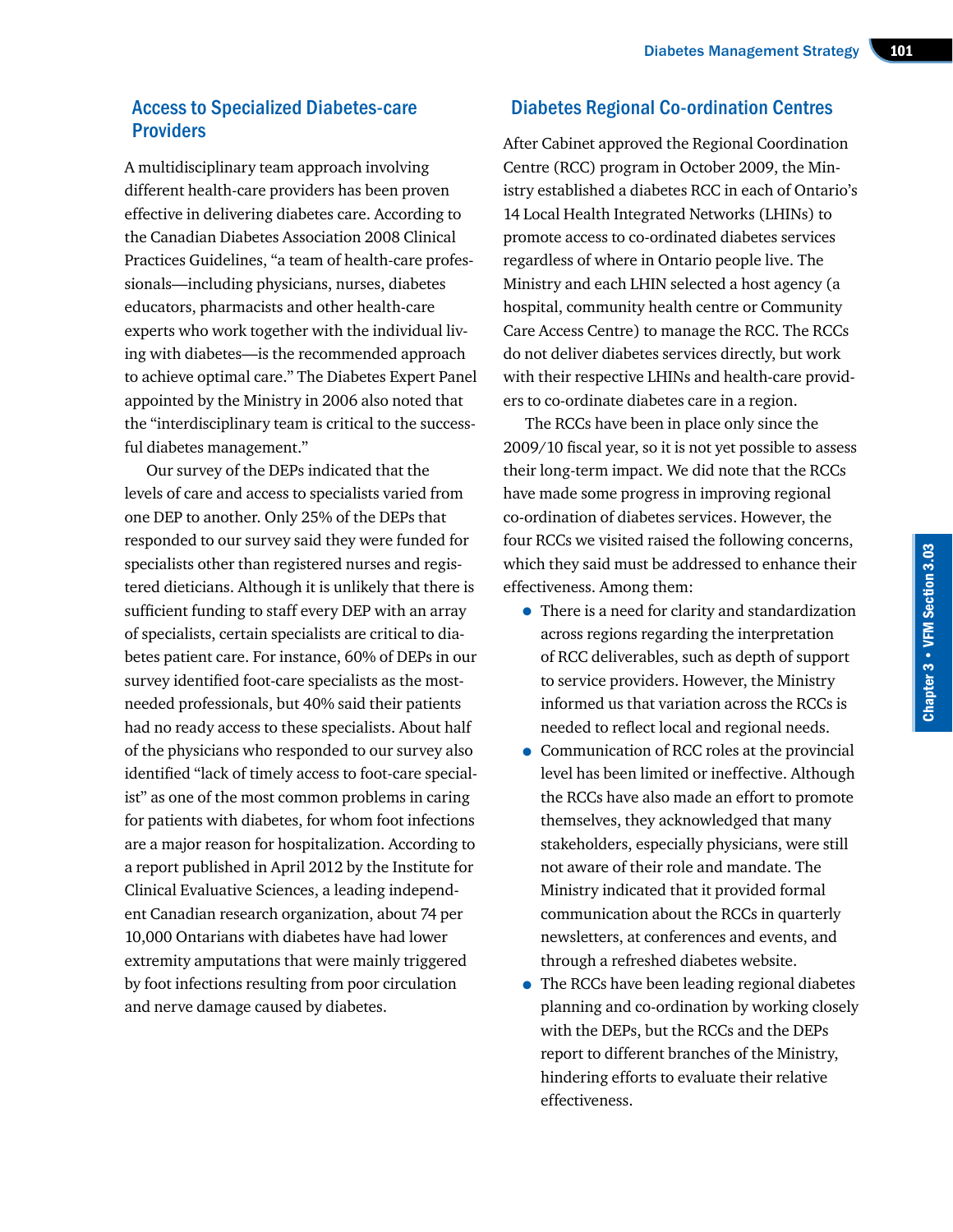## Access to Specialized Diabetes-care Providers

A multidisciplinary team approach involving different health-care providers has been proven effective in delivering diabetes care. According to the Canadian Diabetes Association 2008 Clinical Practices Guidelines, "a team of health-care professionals—including physicians, nurses, diabetes educators, pharmacists and other health-care experts who work together with the individual living with diabetes—is the recommended approach to achieve optimal care." The Diabetes Expert Panel appointed by the Ministry in 2006 also noted that the "interdisciplinary team is critical to the successful diabetes management."

Our survey of the DEPs indicated that the levels of care and access to specialists varied from one DEP to another. Only 25% of the DEPs that responded to our survey said they were funded for specialists other than registered nurses and registered dieticians. Although it is unlikely that there is sufficient funding to staff every DEP with an array of specialists, certain specialists are critical to diabetes patient care. For instance, 60% of DEPs in our survey identified foot-care specialists as the most-needed professionals, but 40% said their patients had no ready access to these specialists. About half of the physicians who responded to our survey also identified "lack of timely access to foot-care specialist" as one of the most common problems in caring for patients with diabetes, for whom foot infections are a major reason for hospitalization. According to a report published in April 2012 by the Institute for Clinical Evaluative Sciences, a leading independent Canadian research organization, about 74 per 10,000 Ontarians with diabetes have had lower extremity amputations that were mainly triggered by foot infections resulting from poor circulation and nerve damage caused by diabetes.

## Diabetes Regional Co-ordination Centres

After Cabinet approved the Regional Coordination Centre (RCC) program in October 2009, the Ministry established a diabetes RCC in each of Ontario's 14 Local Health Integrated Networks (LHINs) to promote access to co-ordinated diabetes services regardless of where in Ontario people live. The Ministry and each LHIN selected a host agency (a hospital, community health centre or Community Care Access Centre) to manage the RCC. The RCCs do not deliver diabetes services directly, but work with their respective LHINs and health-care providers to co-ordinate diabetes care in a region.

The RCCs have been in place only since the 2009/10 fiscal year, so it is not yet possible to assess their long-term impact. We did note that the RCCs have made some progress in improving regional co-ordination of diabetes services. However, the four RCCs we visited raised the following concerns, which they said must be addressed to enhance their effectiveness. Among them:

- There is a need for clarity and standardization across regions regarding the interpretation of RCC deliverables, such as depth of support to service providers. However, the Ministry informed us that variation across the RCCs is needed to reflect local and regional needs.
- Communication of RCC roles at the provincial level has been limited or ineffective. Although the RCCs have also made an effort to promote themselves, they acknowledged that many stakeholders, especially physicians, were still not aware of their role and mandate. The Ministry indicated that it provided formal communication about the RCCs in quarterly newsletters, at conferences and events, and through a refreshed diabetes website.
- The RCCs have been leading regional diabetes planning and co-ordination by working closely with the DEPs, but the RCCs and the DEPs report to different branches of the Ministry, hindering efforts to evaluate their relative effectiveness.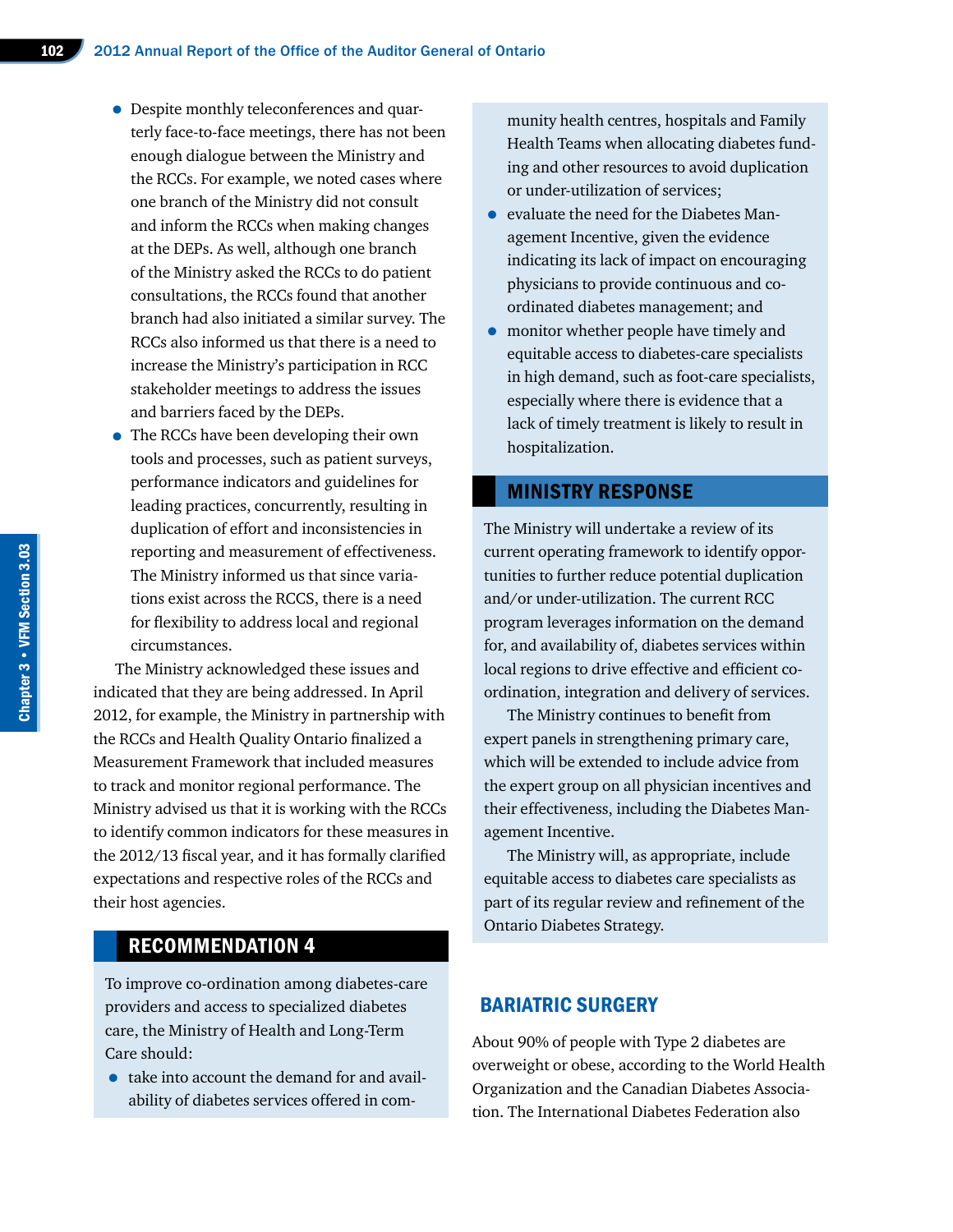- Despite monthly teleconferences and quarterly face-to-face meetings, there has not been enough dialogue between the Ministry and the RCCs. For example, we noted cases where one branch of the Ministry did not consult and inform the RCCs when making changes at the DEPs. As well, although one branch of the Ministry asked the RCCs to do patient consultations, the RCCs found that another branch had also initiated a similar survey. The RCCs also informed us that there is a need to increase the Ministry's participation in RCC stakeholder meetings to address the issues and barriers faced by the DEPs.
- The RCCs have been developing their own tools and processes, such as patient surveys, performance indicators and guidelines for leading practices, concurrently, resulting in duplication of effort and inconsistencies in reporting and measurement of effectiveness. The Ministry informed us that since variations exist across the RCCS, there is a need for flexibility to address local and regional circumstances.

The Ministry acknowledged these issues and indicated that they are being addressed. In April 2012, for example, the Ministry in partnership with the RCCs and Health Quality Ontario finalized a Measurement Framework that included measures to track and monitor regional performance. The Ministry advised us that it is working with the RCCs to identify common indicators for these measures in the 2012/13 fiscal year, and it has formally clarified expectations and respective roles of the RCCs and their host agencies.

## RECOMMENDATION 4

To improve co-ordination among diabetes-care providers and access to specialized diabetes care, the Ministry of Health and Long-Term Care should:

- take into account the demand for and availability of diabetes services offered in community health centres, hospitals and Family Health Teams when allocating diabetes funding and other resources to avoid duplication or under-utilization of services;
- evaluate the need for the Diabetes Management Incentive, given the evidence indicating its lack of impact on encouraging physicians to provide continuous and co-ordinated diabetes management; and
- monitor whether people have timely and equitable access to diabetes-care specialists in high demand, such as foot-care specialists, especially where there is evidence that a lack of timely treatment is likely to result in hospitalization.

## MINISTRY RESPONSE

The Ministry will undertake a review of its current operating framework to identify opportunities to further reduce potential duplication and/or under-utilization. The current RCC program leverages information on the demand for, and availability of, diabetes services within local regions to drive effective and efficient co-ordination, integration and delivery of services.

The Ministry continues to benefit from expert panels in strengthening primary care, which will be extended to include advice from the expert group on all physician incentives and their effectiveness, including the Diabetes Management Incentive.

The Ministry will, as appropriate, include equitable access to diabetes care specialists as part of its regular review and refinement of the Ontario Diabetes Strategy.

## BARIATRIC SURGERY

About 90% of people with Type 2 diabetes are overweight or obese, according to the World Health Organization and the Canadian Diabetes Association. The International Diabetes Federation also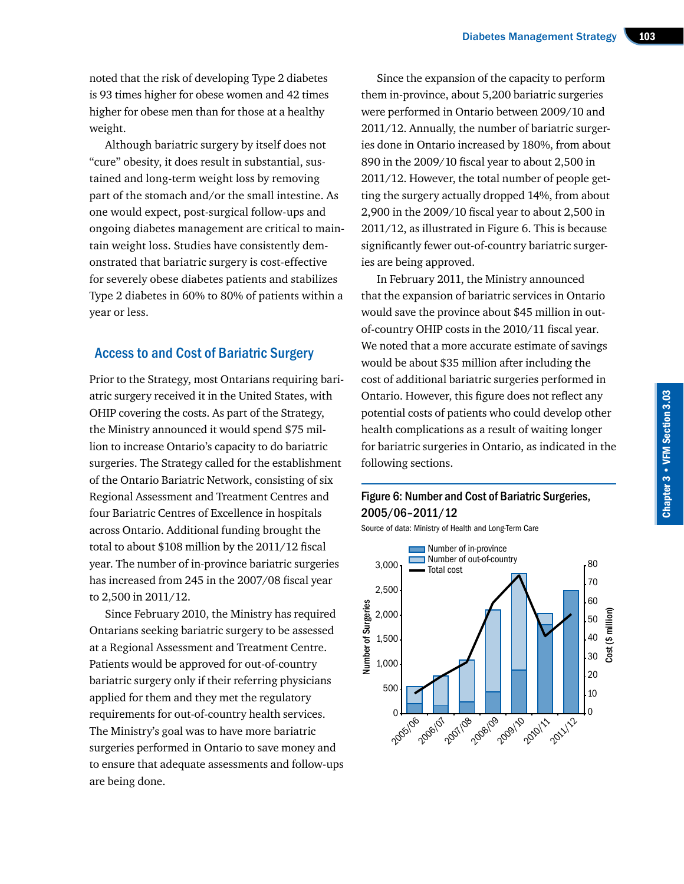noted that the risk of developing Type 2 diabetes is 93 times higher for obese women and 42 times higher for obese men than for those at a healthy weight.

Although bariatric surgery by itself does not "cure" obesity, it does result in substantial, sustained and long-term weight loss by removing part of the stomach and/or the small intestine. As one would expect, post-surgical follow-ups and ongoing diabetes management are critical to maintain weight loss. Studies have consistently demonstrated that bariatric surgery is cost-effective for severely obese diabetes patients and stabilizes Type 2 diabetes in 60% to 80% of patients within a year or less.

## Access to and Cost of Bariatric Surgery

Prior to the Strategy, most Ontarians requiring bariatric surgery received it in the United States, with OHIP covering the costs. As part of the Strategy, the Ministry announced it would spend $75 million to increase Ontario's capacity to do bariatric surgeries. The Strategy called for the establishment of the Ontario Bariatric Network, consisting of six Regional Assessment and Treatment Centres and four Bariatric Centres of Excellence in hospitals across Ontario. Additional funding brought the total to about $108 million by the 2011/12 fiscal year. The number of in-province bariatric surgeries has increased from 245 in the 2007/08 fiscal year to 2,500 in 2011/12.

Since February 2010, the Ministry has required Ontarians seeking bariatric surgery to be assessed at a Regional Assessment and Treatment Centre. Patients would be approved for out-of-country bariatric surgery only if their referring physicians applied for them and they met the regulatory requirements for out-of-country health services. The Ministry's goal was to have more bariatric surgeries performed in Ontario to save money and to ensure that adequate assessments and follow-ups are being done.

Since the expansion of the capacity to perform them in-province, about 5,200 bariatric surgeries were performed in Ontario between 2009/10 and 2011/12. Annually, the number of bariatric surgeries done in Ontario increased by 180%, from about 890 in the 2009/10 fiscal year to about 2,500 in 2011/12. However, the total number of people getting the surgery actually dropped 14%, from about 2,900 in the 2009/10 fiscal year to about 2,500 in 2011/12, as illustrated in Figure 6. This is because significantly fewer out-of-country bariatric surgeries are being approved.

In February 2011, the Ministry announced that the expansion of bariatric services in Ontario would save the province about $45 million in out-of-country OHIP costs in the 2010/11 fiscal year. We noted that a more accurate estimate of savings would be about $35 million after including the cost of additional bariatric surgeries performed in Ontario. However, this figure does not reflect any potential costs of patients who could develop other health complications as a result of waiting longer for bariatric surgeries in Ontario, as indicated in the following sections.

**Figure 6: Number and Cost of Bariatric Surgeries, 2005/06–2011/12**

Source of data: Ministry of Health and Long-Term Care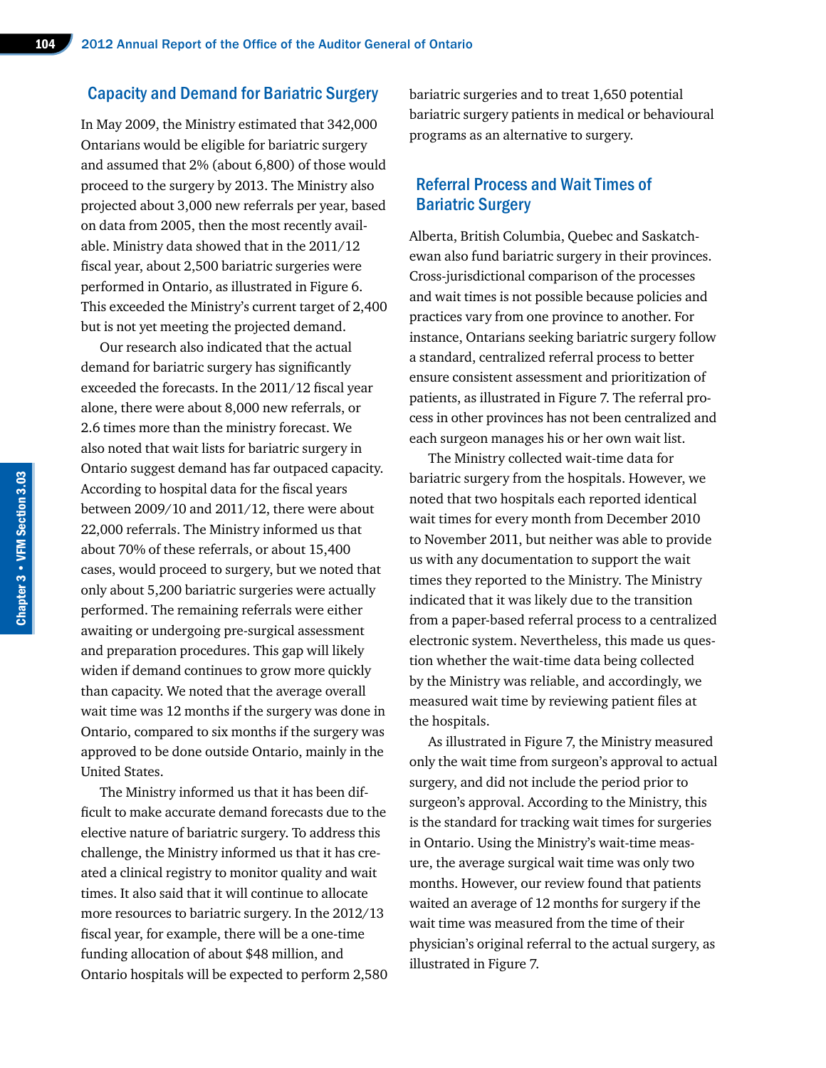## Capacity and Demand for Bariatric Surgery

In May 2009, the Ministry estimated that 342,000 Ontarians would be eligible for bariatric surgery and assumed that 2% (about 6,800) of those would proceed to the surgery by 2013. The Ministry also projected about 3,000 new referrals per year, based on data from 2005, then the most recently available. Ministry data showed that in the 2011/12 fiscal year, about 2,500 bariatric surgeries were performed in Ontario, as illustrated in Figure 6. This exceeded the Ministry's current target of 2,400 but is not yet meeting the projected demand.

Our research also indicated that the actual demand for bariatric surgery has significantly exceeded the forecasts. In the 2011/12 fiscal year alone, there were about 8,000 new referrals, or 2.6 times more than the ministry forecast. We also noted that wait lists for bariatric surgery in Ontario suggest demand has far outpaced capacity. According to hospital data for the fiscal years between 2009/10 and 2011/12, there were about 22,000 referrals. The Ministry informed us that about 70% of these referrals, or about 15,400 cases, would proceed to surgery, but we noted that only about 5,200 bariatric surgeries were actually performed. The remaining referrals were either awaiting or undergoing pre-surgical assessment and preparation procedures. This gap will likely widen if demand continues to grow more quickly than capacity. We noted that the average overall wait time was 12 months if the surgery was done in Ontario, compared to six months if the surgery was approved to be done outside Ontario, mainly in the United States.

The Ministry informed us that it has been difficult to make accurate demand forecasts due to the elective nature of bariatric surgery. To address this challenge, the Ministry informed us that it has created a clinical registry to monitor quality and wait times. It also said that it will continue to allocate more resources to bariatric surgery. In the 2012/13 fiscal year, for example, there will be a one-time funding allocation of about $48 million, and Ontario hospitals will be expected to perform 2,580 bariatric surgeries and to treat 1,650 potential bariatric surgery patients in medical or behavioural programs as an alternative to surgery.

## Referral Process and Wait Times of Bariatric Surgery

Alberta, British Columbia, Quebec and Saskatchewan also fund bariatric surgery in their provinces. Cross-jurisdictional comparison of the processes and wait times is not possible because policies and practices vary from one province to another. For instance, Ontarians seeking bariatric surgery follow a standard, centralized referral process to better ensure consistent assessment and prioritization of patients, as illustrated in Figure 7. The referral process in other provinces has not been centralized and each surgeon manages his or her own wait list.

The Ministry collected wait-time data for bariatric surgery from the hospitals. However, we noted that two hospitals each reported identical wait times for every month from December 2010 to November 2011, but neither was able to provide us with any documentation to support the wait times they reported to the Ministry. The Ministry indicated that it was likely due to the transition from a paper-based referral process to a centralized electronic system. Nevertheless, this made us question whether the wait-time data being collected by the Ministry was reliable, and accordingly, we measured wait time by reviewing patient files at the hospitals.

As illustrated in Figure 7, the Ministry measured only the wait time from surgeon's approval to actual surgery, and did not include the period prior to surgeon's approval. According to the Ministry, this is the standard for tracking wait times for surgeries in Ontario. Using the Ministry's wait-time measure, the average surgical wait time was only two months. However, our review found that patients waited an average of 12 months for surgery if the wait time was measured from the time of their physician's original referral to the actual surgery, as illustrated in Figure 7.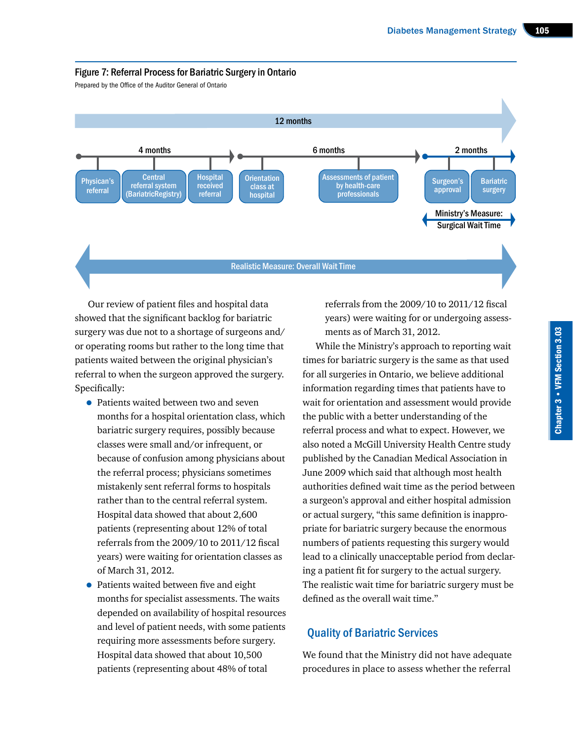#### Figure 7: Referral Process for Bariatric Surgery in Ontario

Prepared by the Office of the Auditor General of Ontario

12 months

4 months: Physican's referral → Central referral system (BariatricRegistry) → Hospital received referral

6 months: Orientation class at hospital → Assessments of patient by health-care professionals

2 months: Surgeon's approval → Bariatric surgery

Ministry's Measure: Surgical Wait Time

Realistic Measure: Overall Wait Time

Our review of patient files and hospital data showed that the significant backlog for bariatric surgery was due not to a shortage of surgeons and/or operating rooms but rather to the long time that patients waited between the original physician's referral to when the surgeon approved the surgery. Specifically:

- Patients waited between two and seven months for a hospital orientation class, which bariatric surgery requires, possibly because classes were small and/or infrequent, or because of confusion among physicians about the referral process; physicians sometimes mistakenly sent referral forms to hospitals rather than to the central referral system. Hospital data showed that about 2,600 patients (representing about 12% of total referrals from the 2009/10 to 2011/12 fiscal years) were waiting for orientation classes as of March 31, 2012.
- Patients waited between five and eight months for specialist assessments. The waits depended on availability of hospital resources and level of patient needs, with some patients requiring more assessments before surgery. Hospital data showed that about 10,500 patients (representing about 48% of total referrals from the 2009/10 to 2011/12 fiscal years) were waiting for or undergoing assessments as of March 31, 2012.

While the Ministry's approach to reporting wait times for bariatric surgery is the same as that used for all surgeries in Ontario, we believe additional information regarding times that patients have to wait for orientation and assessment would provide the public with a better understanding of the referral process and what to expect. However, we also noted a McGill University Health Centre study published by the Canadian Medical Association in June 2009 which said that although most health authorities defined wait time as the period between a surgeon's approval and either hospital admission or actual surgery, "this same definition is inappropriate for bariatric surgery because the enormous numbers of patients requesting this surgery would lead to a clinically unacceptable period from declaring a patient fit for surgery to the actual surgery. The realistic wait time for bariatric surgery must be defined as the overall wait time."

## Quality of Bariatric Services

We found that the Ministry did not have adequate procedures in place to assess whether the referral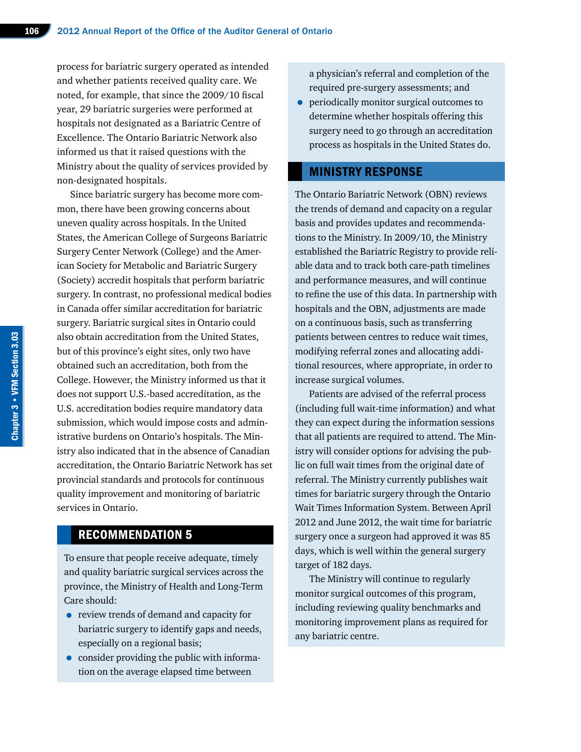process for bariatric surgery operated as intended and whether patients received quality care. We noted, for example, that since the 2009/10 fiscal year, 29 bariatric surgeries were performed at hospitals not designated as a Bariatric Centre of Excellence. The Ontario Bariatric Network also informed us that it raised questions with the Ministry about the quality of services provided by non-designated hospitals.

Since bariatric surgery has become more common, there have been growing concerns about uneven quality across hospitals. In the United States, the American College of Surgeons Bariatric Surgery Center Network (College) and the American Society for Metabolic and Bariatric Surgery (Society) accredit hospitals that perform bariatric surgery. In contrast, no professional medical bodies in Canada offer similar accreditation for bariatric surgery. Bariatric surgical sites in Ontario could also obtain accreditation from the United States, but of this province's eight sites, only two have obtained such an accreditation, both from the College. However, the Ministry informed us that it does not support U.S.-based accreditation, as the U.S. accreditation bodies require mandatory data submission, which would impose costs and administrative burdens on Ontario's hospitals. The Ministry also indicated that in the absence of Canadian accreditation, the Ontario Bariatric Network has set provincial standards and protocols for continuous quality improvement and monitoring of bariatric services in Ontario.

## RECOMMENDATION 5

To ensure that people receive adequate, timely and quality bariatric surgical services across the province, the Ministry of Health and Long-Term Care should:

- review trends of demand and capacity for bariatric surgery to identify gaps and needs, especially on a regional basis;
- consider providing the public with information on the average elapsed time between a physician's referral and completion of the required pre-surgery assessments; and
- periodically monitor surgical outcomes to determine whether hospitals offering this surgery need to go through an accreditation process as hospitals in the United States do.

## MINISTRY RESPONSE

The Ontario Bariatric Network (OBN) reviews the trends of demand and capacity on a regular basis and provides updates and recommendations to the Ministry. In 2009/10, the Ministry established the Bariatric Registry to provide reliable data and to track both care-path timelines and performance measures, and will continue to refine the use of this data. In partnership with hospitals and the OBN, adjustments are made on a continuous basis, such as transferring patients between centres to reduce wait times, modifying referral zones and allocating additional resources, where appropriate, in order to increase surgical volumes.

Patients are advised of the referral process (including full wait-time information) and what they can expect during the information sessions that all patients are required to attend. The Ministry will consider options for advising the public on full wait times from the original date of referral. The Ministry currently publishes wait times for bariatric surgery through the Ontario Wait Times Information System. Between April 2012 and June 2012, the wait time for bariatric surgery once a surgeon had approved it was 85 days, which is well within the general surgery target of 182 days.

The Ministry will continue to regularly monitor surgical outcomes of this program, including reviewing quality benchmarks and monitoring improvement plans as required for any bariatric centre.